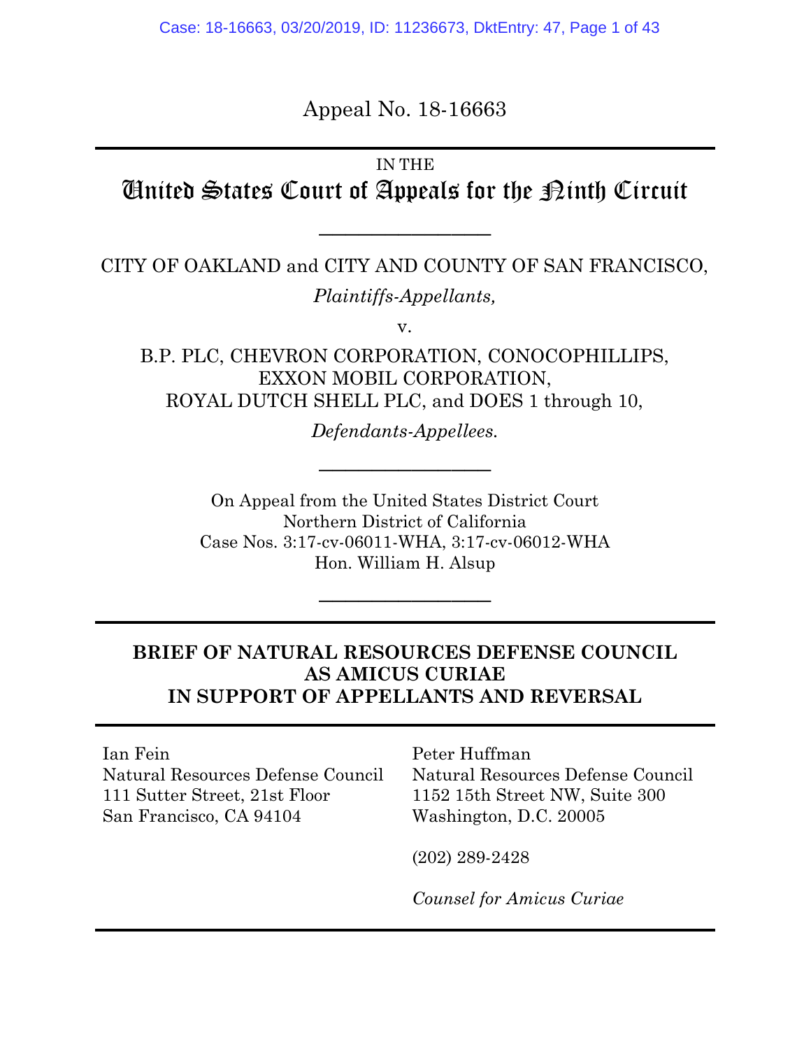Appeal No. 18-16663

IN THE

# United States Court of Appeals for the Ninth Circuit

---

CITY OF OAKLAND and CITY AND COUNTY OF SAN FRANCISCO,

*Plaintiffs-Appellants,*

v.

B.P. PLC, CHEVRON CORPORATION, CONOCOPHILLIPS, EXXON MOBIL CORPORATION, ROYAL DUTCH SHELL PLC, and DOES 1 through 10,

*Defendants-Appellees.*

---

On Appeal from the United States District Court
Northern District of California
Case Nos. 3:17-cv-06011-WHA, 3:17-cv-06012-WHA
Hon. William H. Alsup

---

**BRIEF OF NATURAL RESOURCES DEFENSE COUNCIL AS AMICUS CURIAE IN SUPPORT OF APPELLANTS AND REVERSAL**

---

Ian Fein
Natural Resources Defense Council
111 Sutter Street, 21st Floor
San Francisco, CA 94104

Peter Huffman
Natural Resources Defense Council
1152 15th Street NW, Suite 300
Washington, D.C. 20005

(202) 289-2428

*Counsel for Amicus Curiae*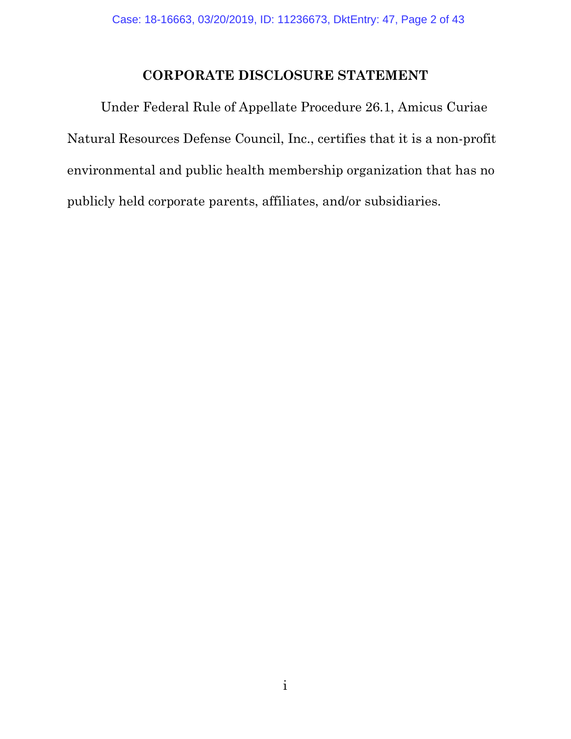## CORPORATE DISCLOSURE STATEMENT

Under Federal Rule of Appellate Procedure 26.1, Amicus Curiae Natural Resources Defense Council, Inc., certifies that it is a non-profit environmental and public health membership organization that has no publicly held corporate parents, affiliates, and/or subsidiaries.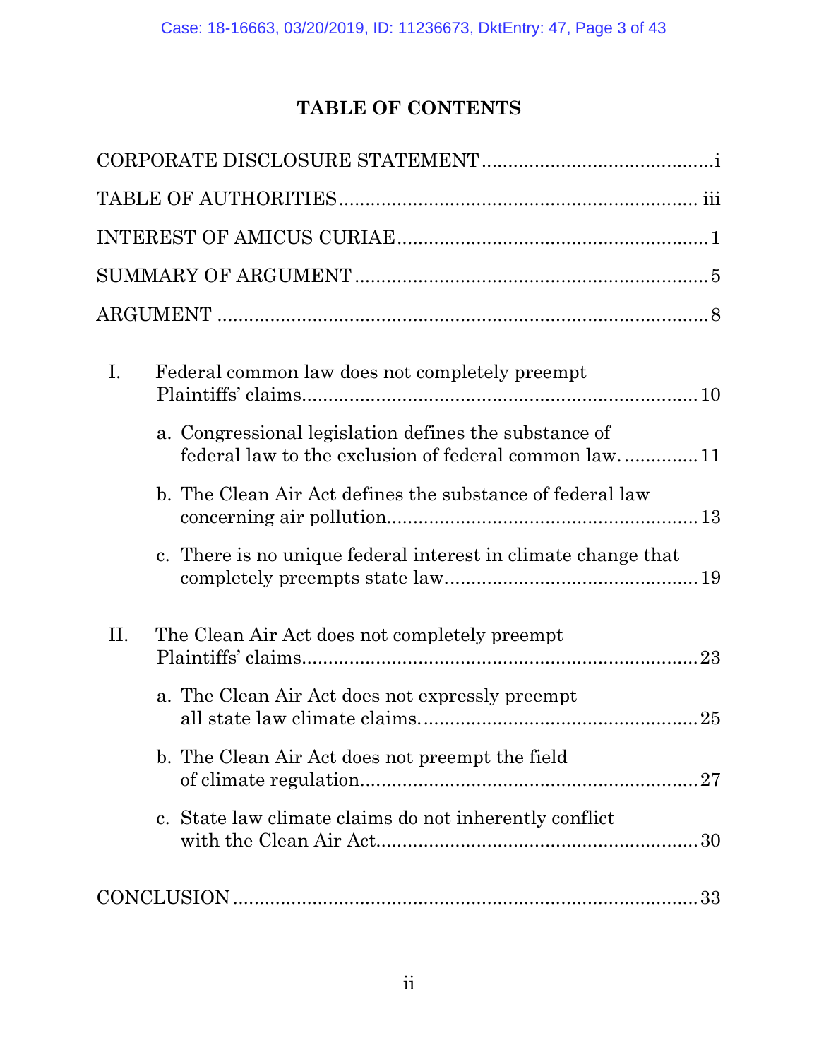# TABLE OF CONTENTS

CORPORATE DISCLOSURE STATEMENT .......................................... i

TABLE OF AUTHORITIES .................................................................. iii

INTEREST OF AMICUS CURIAE ........................................................ 1

SUMMARY OF ARGUMENT ................................................................ 5

ARGUMENT ........................................................................................ 8

I. Federal common law does not completely preempt Plaintiffs' claims........................................................................ 10

   a. Congressional legislation defines the substance of federal law to the exclusion of federal common law. ............. 11

   b. The Clean Air Act defines the substance of federal law concerning air pollution......................................................... 13

   c. There is no unique federal interest in climate change that completely preempts state law.............................................. 19

II. The Clean Air Act does not completely preempt Plaintiffs' claims........................................................................ 23

   a. The Clean Air Act does not expressly preempt all state law climate claims.................................................... 25

   b. The Clean Air Act does not preempt the field of climate regulation.............................................................. 27

   c. State law climate claims do not inherently conflict with the Clean Air Act............................................................ 30

CONCLUSION ..................................................................................... 33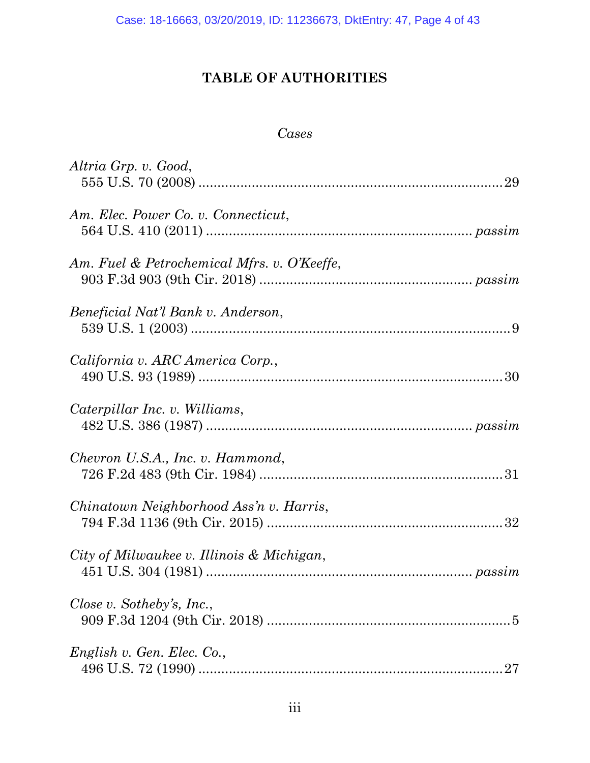# TABLE OF AUTHORITIES

*Cases*

*Altria Grp. v. Good*,
555 U.S. 70 (2008) .......................................................................... 29

*Am. Elec. Power Co. v. Connecticut*,
564 U.S. 410 (2011) ..................................................................... *passim*

*Am. Fuel & Petrochemical Mfrs. v. O'Keeffe*,
903 F.3d 903 (9th Cir. 2018) ....................................................... *passim*

*Beneficial Nat'l Bank v. Anderson*,
539 U.S. 1 (2003) ............................................................................ 9

*California v. ARC America Corp.*,
490 U.S. 93 (1989) .......................................................................... 30

*Caterpillar Inc. v. Williams*,
482 U.S. 386 (1987) ..................................................................... *passim*

*Chevron U.S.A., Inc. v. Hammond*,
726 F.2d 483 (9th Cir. 1984) ......................................................... 31

*Chinatown Neighborhood Ass'n v. Harris*,
794 F.3d 1136 (9th Cir. 2015) ....................................................... 32

*City of Milwaukee v. Illinois & Michigan*,
451 U.S. 304 (1981) ..................................................................... *passim*

*Close v. Sotheby's, Inc.*,
909 F.3d 1204 (9th Cir. 2018) ......................................................... 5

*English v. Gen. Elec. Co.*,
496 U.S. 72 (1990) .......................................................................... 27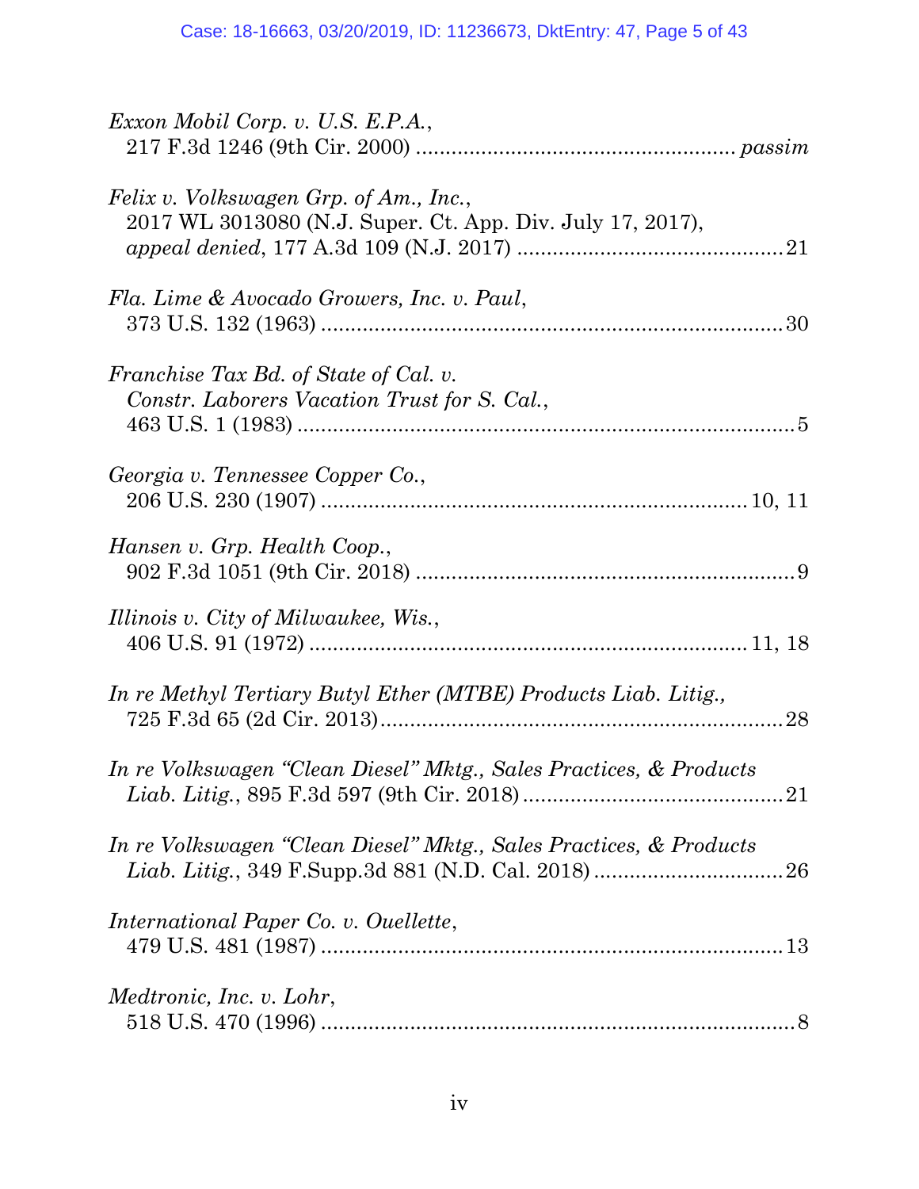*Exxon Mobil Corp. v. U.S. E.P.A.*,
217 F.3d 1246 (9th Cir. 2000) ..................................................... *passim*

*Felix v. Volkswagen Grp. of Am., Inc.*,
2017 WL 3013080 (N.J. Super. Ct. App. Div. July 17, 2017),
*appeal denied*, 177 A.3d 109 (N.J. 2017) ............................................21

*Fla. Lime & Avocado Growers, Inc. v. Paul*,
373 U.S. 132 (1963) .............................................................................30

*Franchise Tax Bd. of State of Cal. v.*
*Constr. Laborers Vacation Trust for S. Cal.*,
463 U.S. 1 (1983) ...................................................................................5

*Georgia v. Tennessee Copper Co.*,
206 U.S. 230 (1907) .......................................................................10, 11

*Hansen v. Grp. Health Coop.*,
902 F.3d 1051 (9th Cir. 2018) ................................................................9

*Illinois v. City of Milwaukee, Wis.*,
406 U.S. 91 (1972) .........................................................................11, 18

*In re Methyl Tertiary Butyl Ether (MTBE) Products Liab. Litig.*,
725 F.3d 65 (2d Cir. 2013)....................................................................28

*In re Volkswagen "Clean Diesel" Mktg., Sales Practices, & Products*
*Liab. Litig.*, 895 F.3d 597 (9th Cir. 2018)............................................21

*In re Volkswagen "Clean Diesel" Mktg., Sales Practices, & Products*
*Liab. Litig.*, 349 F.Supp.3d 881 (N.D. Cal. 2018) ................................26

*International Paper Co. v. Ouellette*,
479 U.S. 481 (1987) ..............................................................................13

*Medtronic, Inc. v. Lohr*,
518 U.S. 470 (1996) ................................................................................8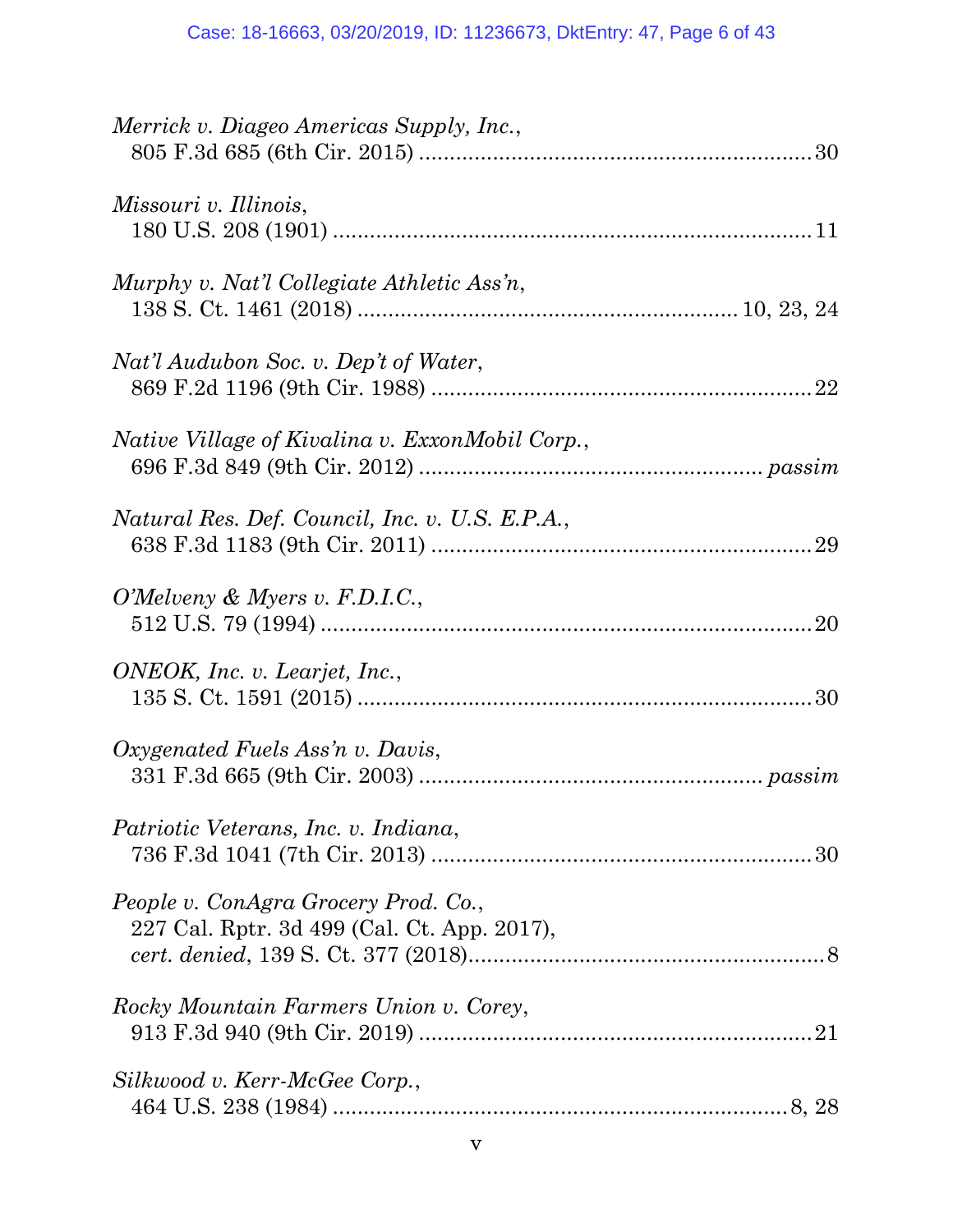*Merrick v. Diageo Americas Supply, Inc.*,
805 F.3d 685 (6th Cir. 2015) .................................................................30

*Missouri v. Illinois*,
180 U.S. 208 (1901) ...............................................................................11

*Murphy v. Nat'l Collegiate Athletic Ass'n*,
138 S. Ct. 1461 (2018) ............................................................10, 23, 24

*Nat'l Audubon Soc. v. Dep't of Water*,
869 F.2d 1196 (9th Cir. 1988) ...............................................................22

*Native Village of Kivalina v. ExxonMobil Corp.*,
696 F.3d 849 (9th Cir. 2012) ........................................................ *passim*

*Natural Res. Def. Council, Inc. v. U.S. E.P.A.*,
638 F.3d 1183 (9th Cir. 2011) ...............................................................29

*O'Melveny & Myers v. F.D.I.C.*,
512 U.S. 79 (1994) .................................................................................20

*ONEOK, Inc. v. Learjet, Inc.*,
135 S. Ct. 1591 (2015) ...........................................................................30

*Oxygenated Fuels Ass'n v. Davis*,
331 F.3d 665 (9th Cir. 2003) ........................................................ *passim*

*Patriotic Veterans, Inc. v. Indiana*,
736 F.3d 1041 (7th Cir. 2013) ...............................................................30

*People v. ConAgra Grocery Prod. Co.*,
227 Cal. Rptr. 3d 499 (Cal. Ct. App. 2017),
*cert. denied*, 139 S. Ct. 377 (2018)...........................................................8

*Rocky Mountain Farmers Union v. Corey*,
913 F.3d 940 (9th Cir. 2019) .................................................................21

*Silkwood v. Kerr-McGee Corp.*,
464 U.S. 238 (1984) ...........................................................................8, 28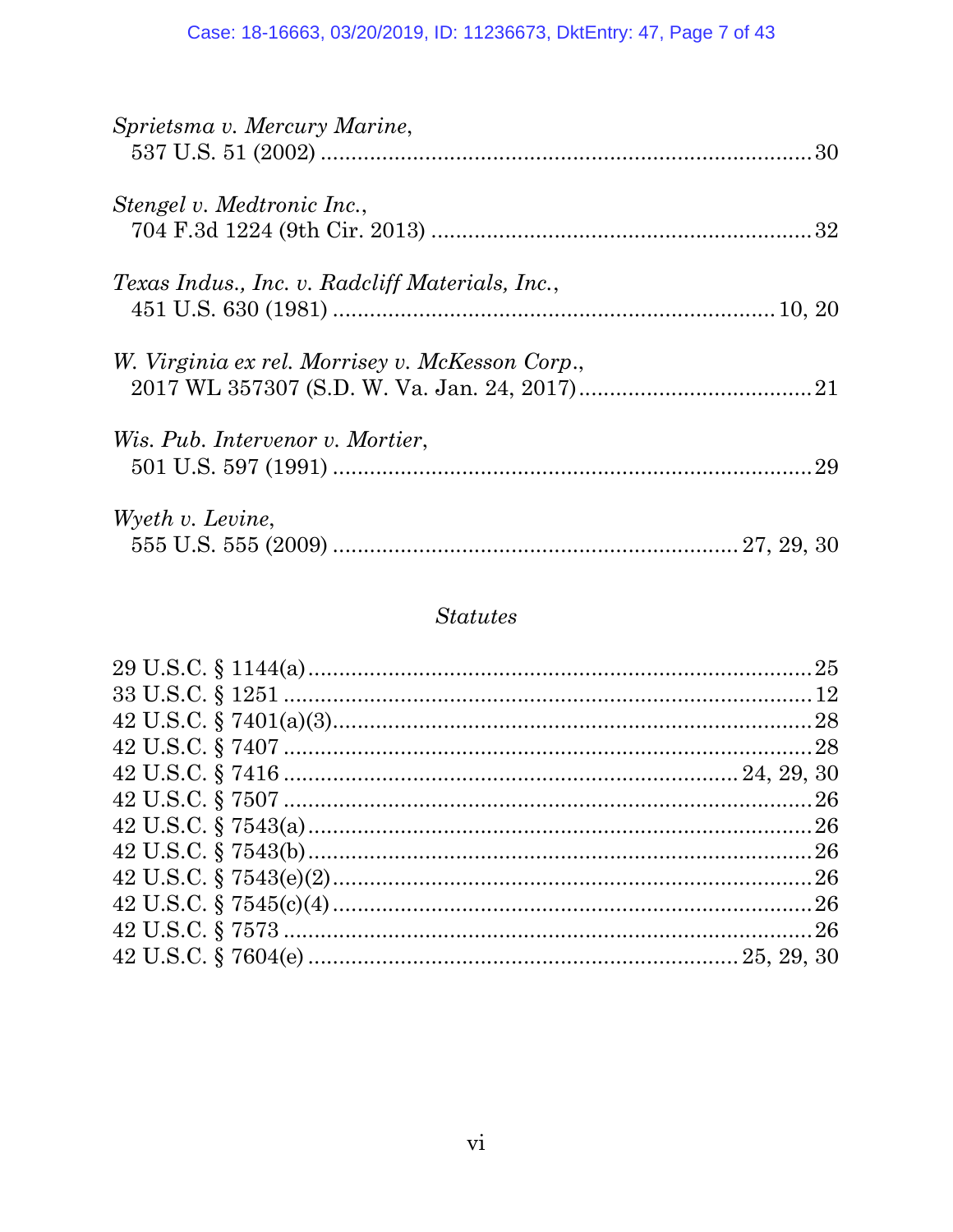*Sprietsma v. Mercury Marine*,
537 U.S. 51 (2002) ........................................................................ 30

*Stengel v. Medtronic Inc.*,
704 F.3d 1224 (9th Cir. 2013) ......................................................... 32

*Texas Indus., Inc. v. Radcliff Materials, Inc.*,
451 U.S. 630 (1981) .................................................................. 10, 20

*W. Virginia ex rel. Morrisey v. McKesson Corp.*,
2017 WL 357307 (S.D. W. Va. Jan. 24, 2017) .................................... 21

*Wis. Pub. Intervenor v. Mortier*,
501 U.S. 597 (1991) ........................................................................ 29

*Wyeth v. Levine*,
555 U.S. 555 (2009) ........................................................... 27, 29, 30

### *Statutes*

29 U.S.C. § 1144(a) .............................................................................. 25
33 U.S.C. § 1251 .................................................................................. 12
42 U.S.C. § 7401(a)(3) .......................................................................... 28
42 U.S.C. § 7407 .................................................................................. 28
42 U.S.C. § 7416 ................................................................... 24, 29, 30
42 U.S.C. § 7507 .................................................................................. 26
42 U.S.C. § 7543(a) .............................................................................. 26
42 U.S.C. § 7543(b) .............................................................................. 26
42 U.S.C. § 7543(e)(2) .......................................................................... 26
42 U.S.C. § 7545(c)(4) .......................................................................... 26
42 U.S.C. § 7573 .................................................................................. 26
42 U.S.C. § 7604(e) ................................................................ 25, 29, 30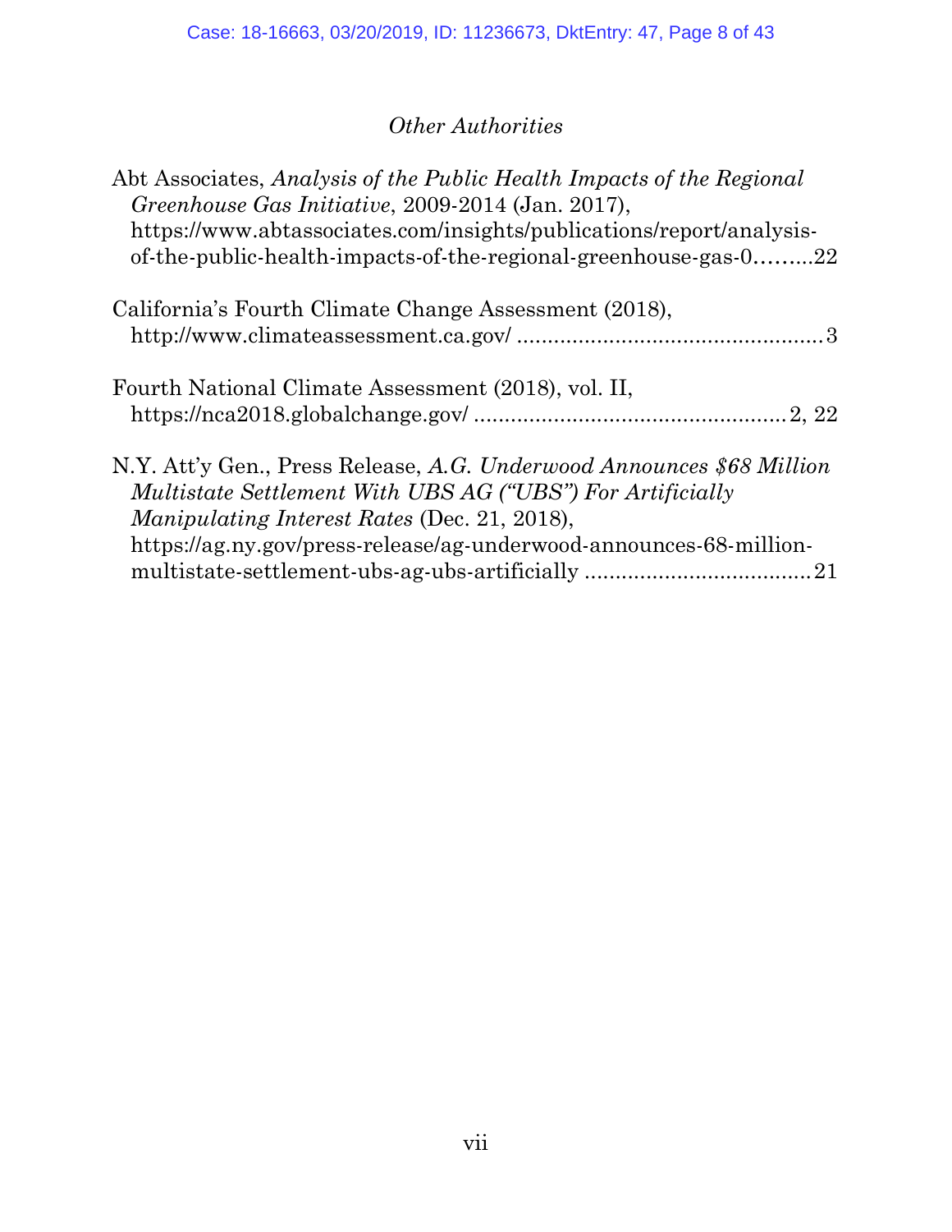*Other Authorities*

Abt Associates, *Analysis of the Public Health Impacts of the Regional Greenhouse Gas Initiative*, 2009-2014 (Jan. 2017), https://www.abtassociates.com/insights/publications/report/analysis-of-the-public-health-impacts-of-the-regional-greenhouse-gas-0.........22

California's Fourth Climate Change Assessment (2018), http://www.climateassessment.ca.gov/ ..................................................3

Fourth National Climate Assessment (2018), vol. II, https://nca2018.globalchange.gov/ ..................................................2, 22

N.Y. Att'y Gen., Press Release, *A.G. Underwood Announces $68 Million Multistate Settlement With UBS AG ("UBS") For Artificially Manipulating Interest Rates* (Dec. 21, 2018), https://ag.ny.gov/press-release/ag-underwood-announces-68-million-multistate-settlement-ubs-ag-ubs-artificially ....................................21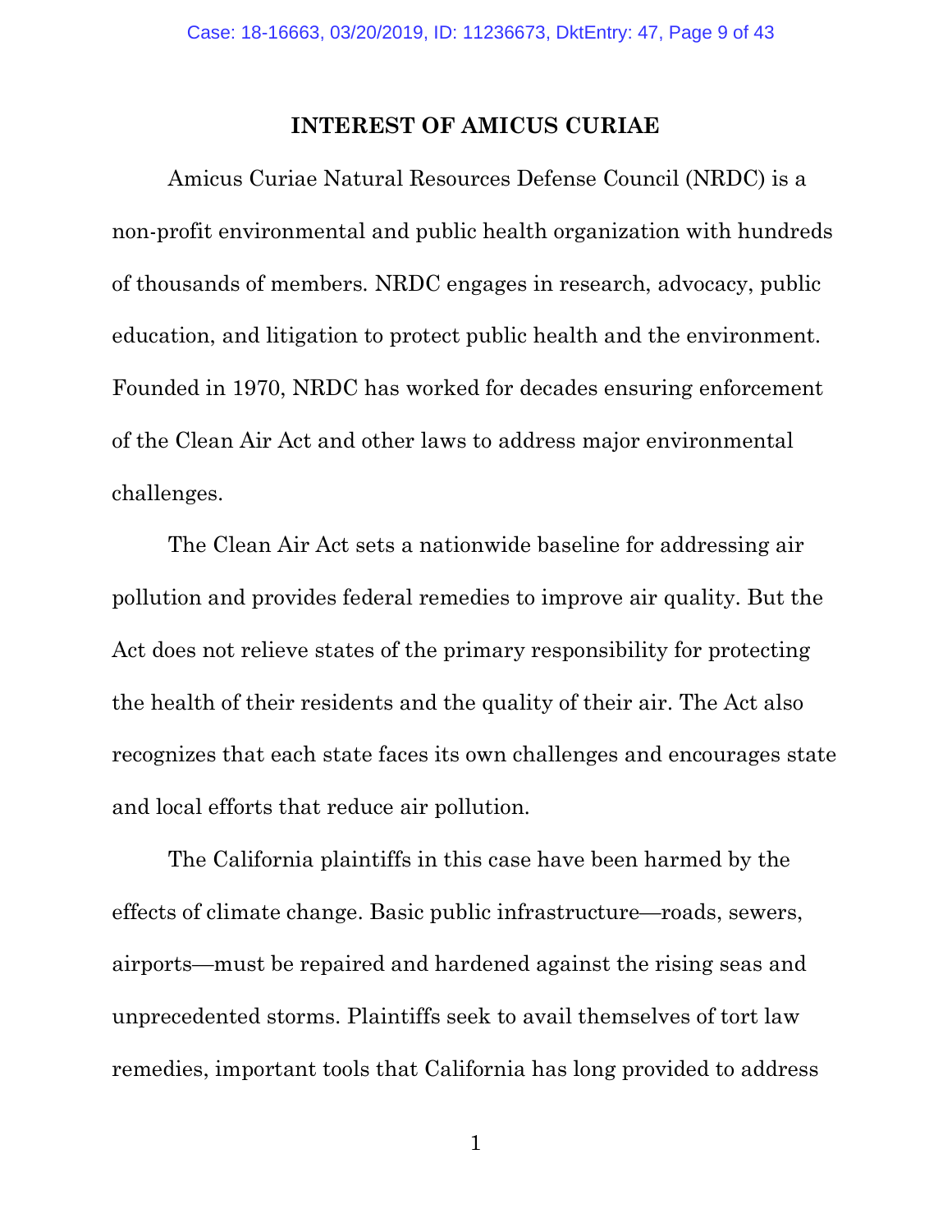## INTEREST OF AMICUS CURIAE

Amicus Curiae Natural Resources Defense Council (NRDC) is a non-profit environmental and public health organization with hundreds of thousands of members. NRDC engages in research, advocacy, public education, and litigation to protect public health and the environment. Founded in 1970, NRDC has worked for decades ensuring enforcement of the Clean Air Act and other laws to address major environmental challenges.

The Clean Air Act sets a nationwide baseline for addressing air pollution and provides federal remedies to improve air quality. But the Act does not relieve states of the primary responsibility for protecting the health of their residents and the quality of their air. The Act also recognizes that each state faces its own challenges and encourages state and local efforts that reduce air pollution.

The California plaintiffs in this case have been harmed by the effects of climate change. Basic public infrastructure—roads, sewers, airports—must be repaired and hardened against the rising seas and unprecedented storms. Plaintiffs seek to avail themselves of tort law remedies, important tools that California has long provided to address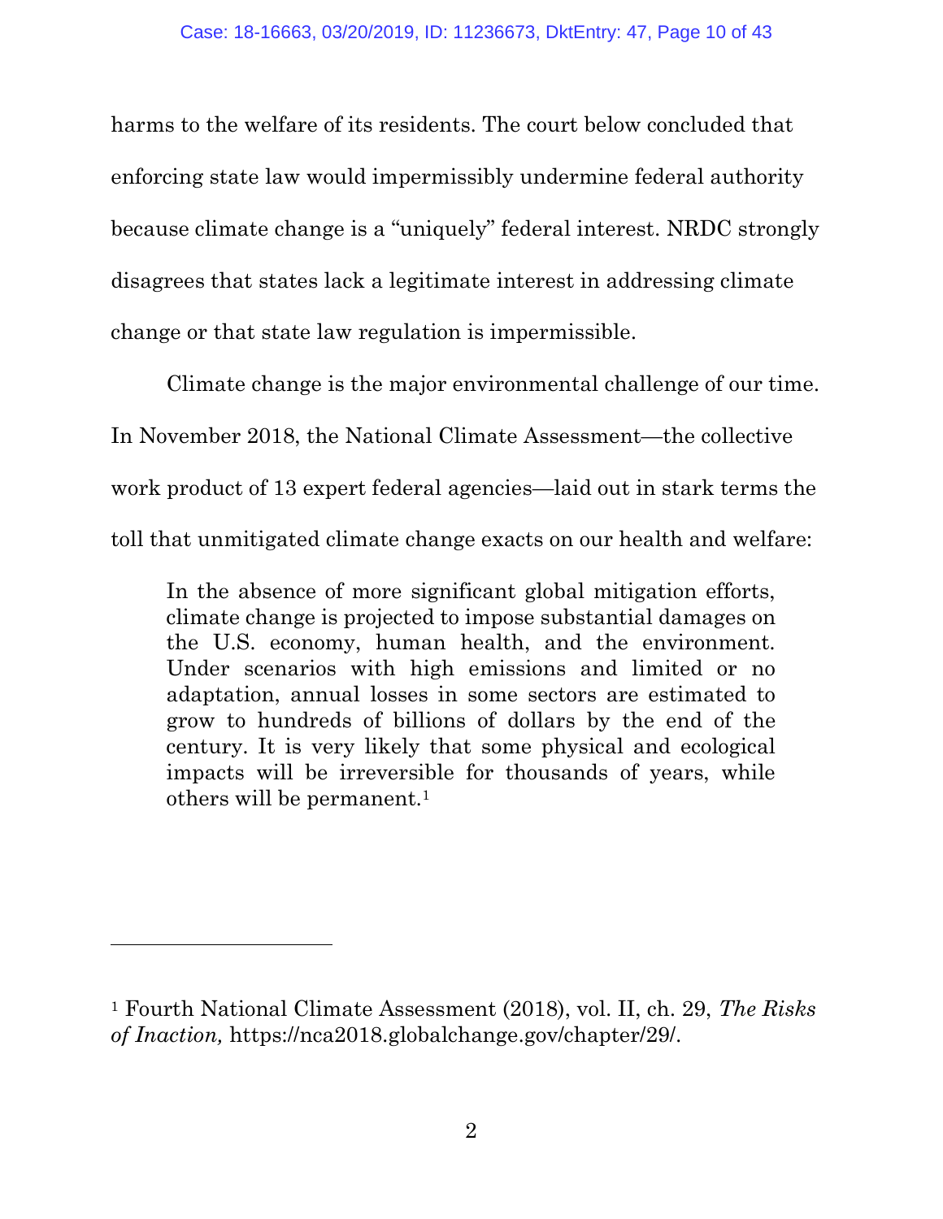harms to the welfare of its residents. The court below concluded that enforcing state law would impermissibly undermine federal authority because climate change is a "uniquely" federal interest. NRDC strongly disagrees that states lack a legitimate interest in addressing climate change or that state law regulation is impermissible.

Climate change is the major environmental challenge of our time. In November 2018, the National Climate Assessment—the collective work product of 13 expert federal agencies—laid out in stark terms the toll that unmitigated climate change exacts on our health and welfare:

> In the absence of more significant global mitigation efforts, climate change is projected to impose substantial damages on the U.S. economy, human health, and the environment. Under scenarios with high emissions and limited or no adaptation, annual losses in some sectors are estimated to grow to hundreds of billions of dollars by the end of the century. It is very likely that some physical and ecological impacts will be irreversible for thousands of years, while others will be permanent.[1]

---

[1] Fourth National Climate Assessment (2018), vol. II, ch. 29, *The Risks of Inaction,* https://nca2018.globalchange.gov/chapter/29/.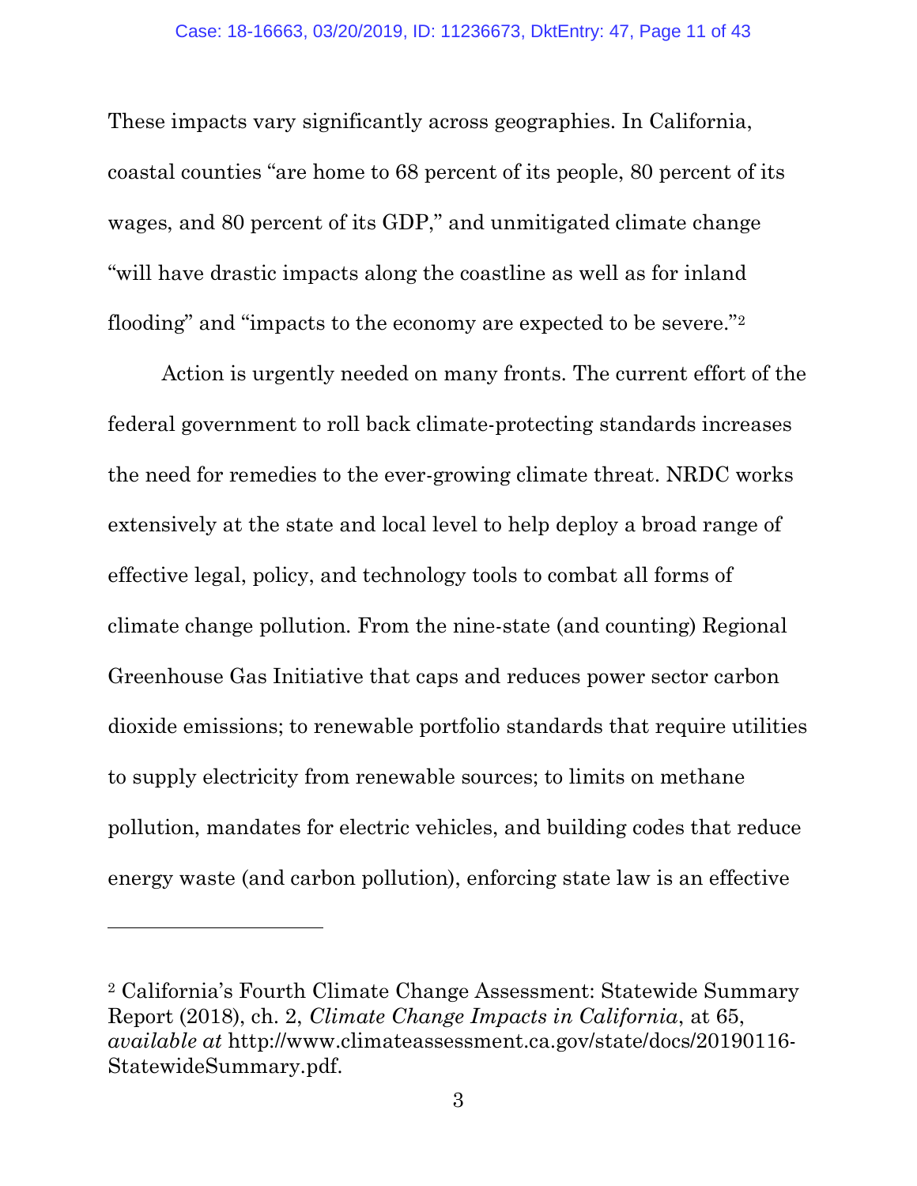These impacts vary significantly across geographies. In California, coastal counties "are home to 68 percent of its people, 80 percent of its wages, and 80 percent of its GDP," and unmitigated climate change "will have drastic impacts along the coastline as well as for inland flooding" and "impacts to the economy are expected to be severe."[2]

Action is urgently needed on many fronts. The current effort of the federal government to roll back climate-protecting standards increases the need for remedies to the ever-growing climate threat. NRDC works extensively at the state and local level to help deploy a broad range of effective legal, policy, and technology tools to combat all forms of climate change pollution. From the nine-state (and counting) Regional Greenhouse Gas Initiative that caps and reduces power sector carbon dioxide emissions; to renewable portfolio standards that require utilities to supply electricity from renewable sources; to limits on methane pollution, mandates for electric vehicles, and building codes that reduce energy waste (and carbon pollution), enforcing state law is an effective

---

[2] California's Fourth Climate Change Assessment: Statewide Summary Report (2018), ch. 2, *Climate Change Impacts in California*, at 65, *available at* http://www.climateassessment.ca.gov/state/docs/20190116-StatewideSummary.pdf.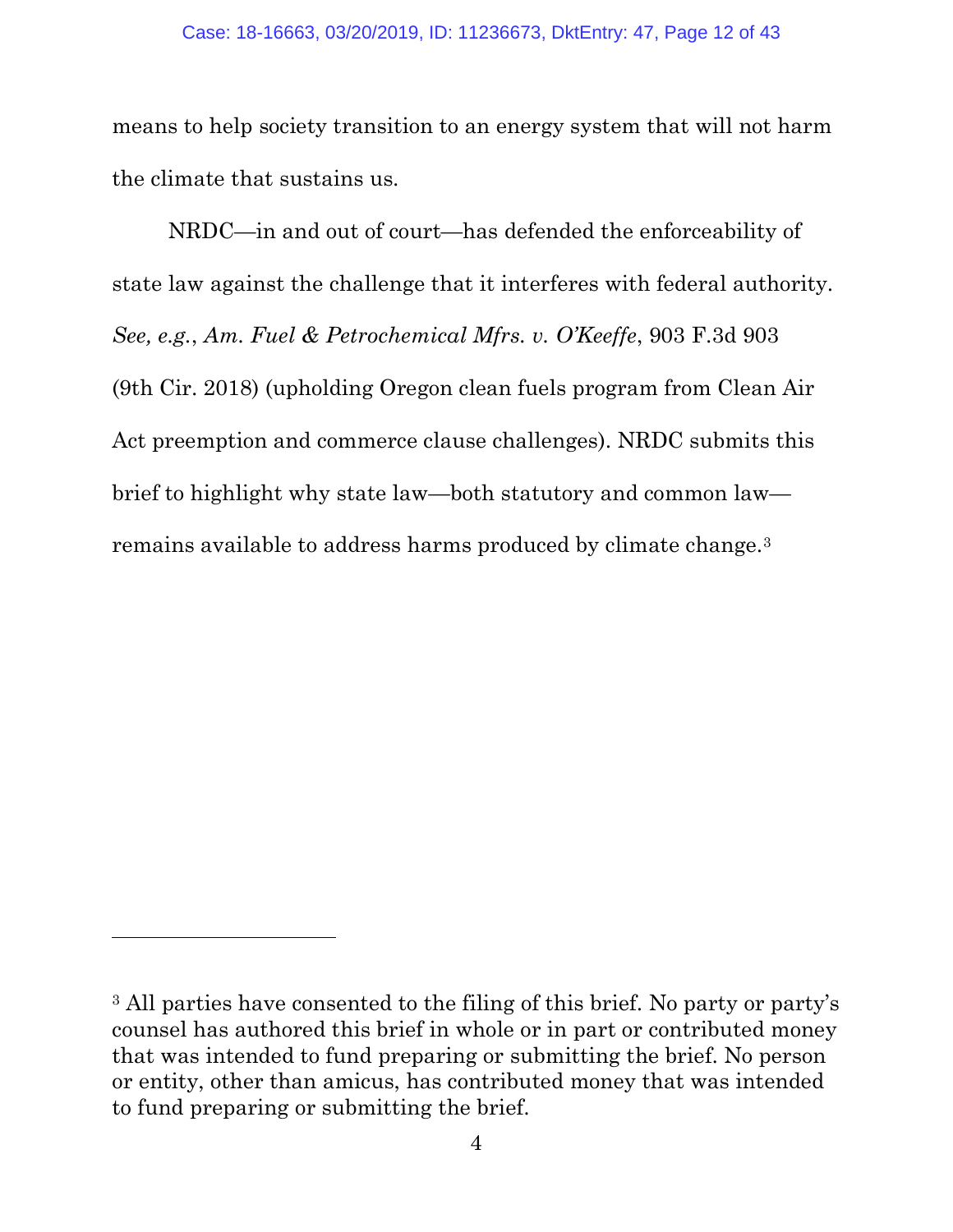means to help society transition to an energy system that will not harm the climate that sustains us.

NRDC—in and out of court—has defended the enforceability of state law against the challenge that it interferes with federal authority. *See, e.g.*, *Am. Fuel & Petrochemical Mfrs. v. O'Keeffe*, 903 F.3d 903 (9th Cir. 2018) (upholding Oregon clean fuels program from Clean Air Act preemption and commerce clause challenges). NRDC submits this brief to highlight why state law—both statutory and common law—remains available to address harms produced by climate change.[3]

---

[3] All parties have consented to the filing of this brief. No party or party's counsel has authored this brief in whole or in part or contributed money that was intended to fund preparing or submitting the brief. No person or entity, other than amicus, has contributed money that was intended to fund preparing or submitting the brief.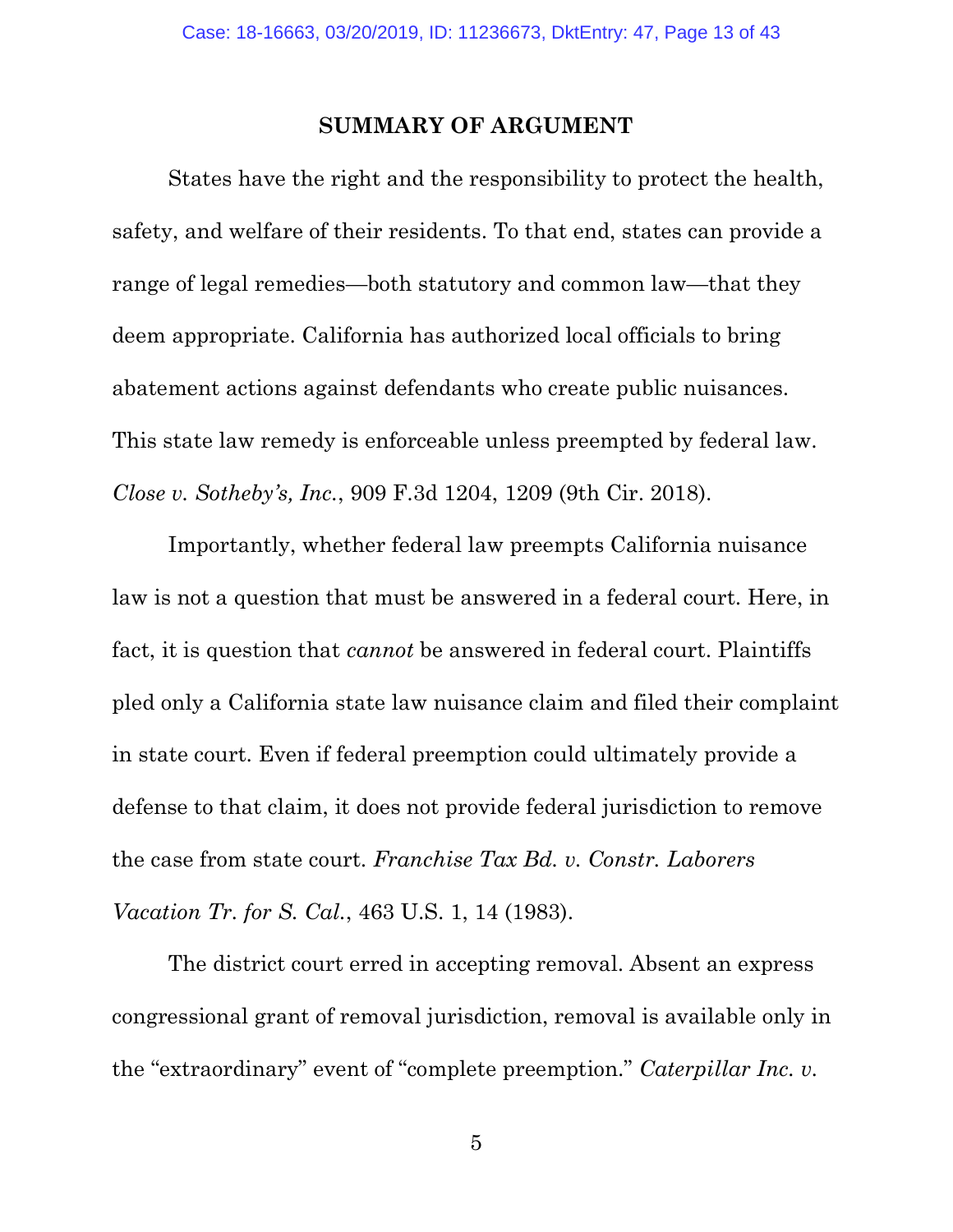## SUMMARY OF ARGUMENT

States have the right and the responsibility to protect the health, safety, and welfare of their residents. To that end, states can provide a range of legal remedies—both statutory and common law—that they deem appropriate. California has authorized local officials to bring abatement actions against defendants who create public nuisances. This state law remedy is enforceable unless preempted by federal law. *Close v. Sotheby's, Inc.*, 909 F.3d 1204, 1209 (9th Cir. 2018).

Importantly, whether federal law preempts California nuisance law is not a question that must be answered in a federal court. Here, in fact, it is question that *cannot* be answered in federal court. Plaintiffs pled only a California state law nuisance claim and filed their complaint in state court. Even if federal preemption could ultimately provide a defense to that claim, it does not provide federal jurisdiction to remove the case from state court. *Franchise Tax Bd. v. Constr. Laborers Vacation Tr. for S. Cal.*, 463 U.S. 1, 14 (1983).

The district court erred in accepting removal. Absent an express congressional grant of removal jurisdiction, removal is available only in the "extraordinary" event of "complete preemption." *Caterpillar Inc. v.*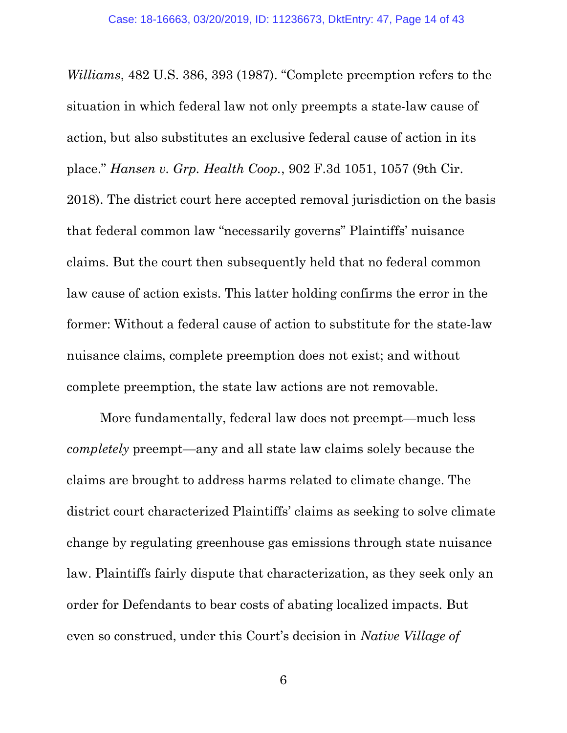*Williams*, 482 U.S. 386, 393 (1987). "Complete preemption refers to the situation in which federal law not only preempts a state-law cause of action, but also substitutes an exclusive federal cause of action in its place." *Hansen v. Grp. Health Coop.*, 902 F.3d 1051, 1057 (9th Cir. 2018). The district court here accepted removal jurisdiction on the basis that federal common law "necessarily governs" Plaintiffs' nuisance claims. But the court then subsequently held that no federal common law cause of action exists. This latter holding confirms the error in the former: Without a federal cause of action to substitute for the state-law nuisance claims, complete preemption does not exist; and without complete preemption, the state law actions are not removable.

More fundamentally, federal law does not preempt—much less *completely* preempt—any and all state law claims solely because the claims are brought to address harms related to climate change. The district court characterized Plaintiffs' claims as seeking to solve climate change by regulating greenhouse gas emissions through state nuisance law. Plaintiffs fairly dispute that characterization, as they seek only an order for Defendants to bear costs of abating localized impacts. But even so construed, under this Court's decision in *Native Village of*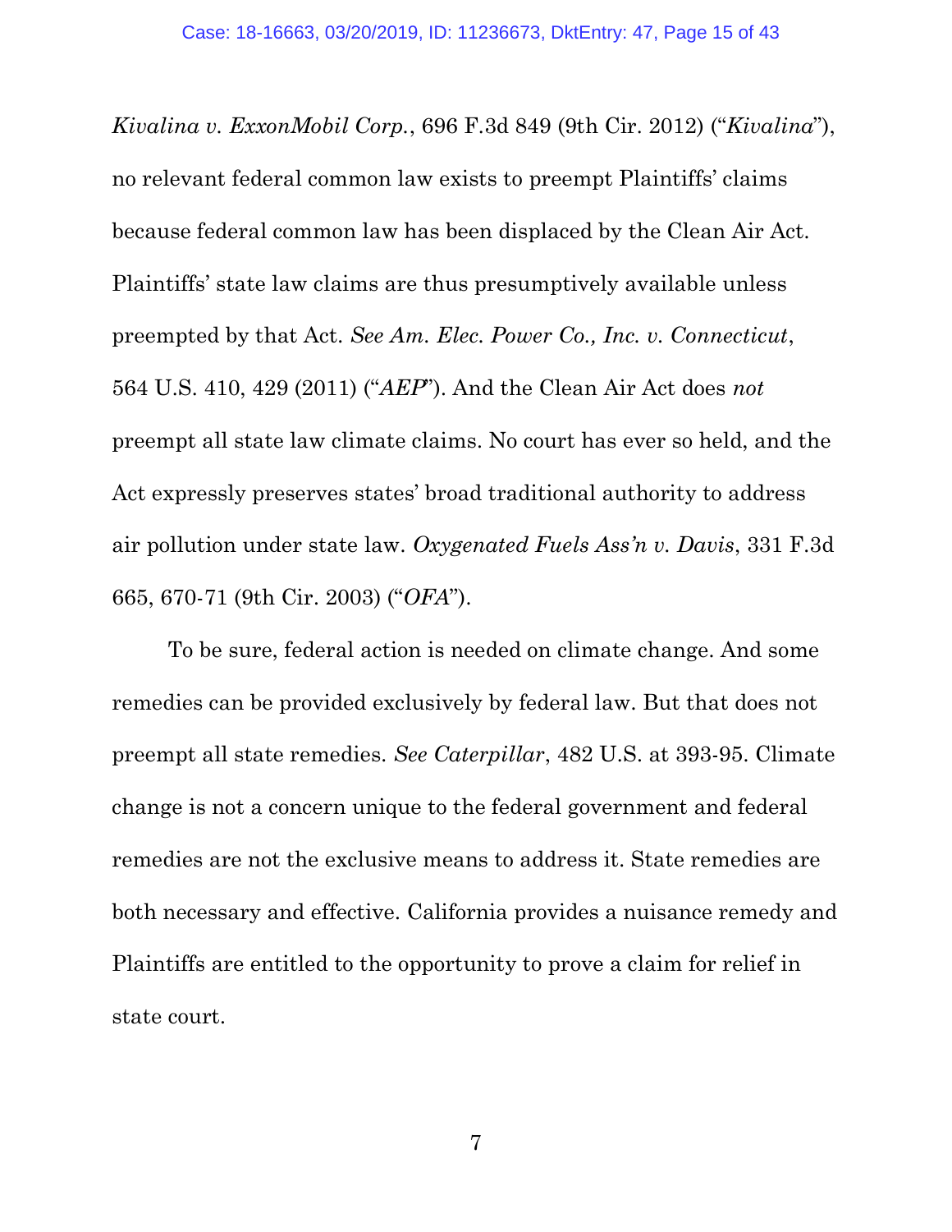*Kivalina v. ExxonMobil Corp.*, 696 F.3d 849 (9th Cir. 2012) ("*Kivalina*"), no relevant federal common law exists to preempt Plaintiffs' claims because federal common law has been displaced by the Clean Air Act. Plaintiffs' state law claims are thus presumptively available unless preempted by that Act. *See Am. Elec. Power Co., Inc. v. Connecticut*, 564 U.S. 410, 429 (2011) ("*AEP*"). And the Clean Air Act does *not* preempt all state law climate claims. No court has ever so held, and the Act expressly preserves states' broad traditional authority to address air pollution under state law. *Oxygenated Fuels Ass'n v. Davis*, 331 F.3d 665, 670-71 (9th Cir. 2003) ("*OFA*").

To be sure, federal action is needed on climate change. And some remedies can be provided exclusively by federal law. But that does not preempt all state remedies. *See Caterpillar*, 482 U.S. at 393-95. Climate change is not a concern unique to the federal government and federal remedies are not the exclusive means to address it. State remedies are both necessary and effective. California provides a nuisance remedy and Plaintiffs are entitled to the opportunity to prove a claim for relief in state court.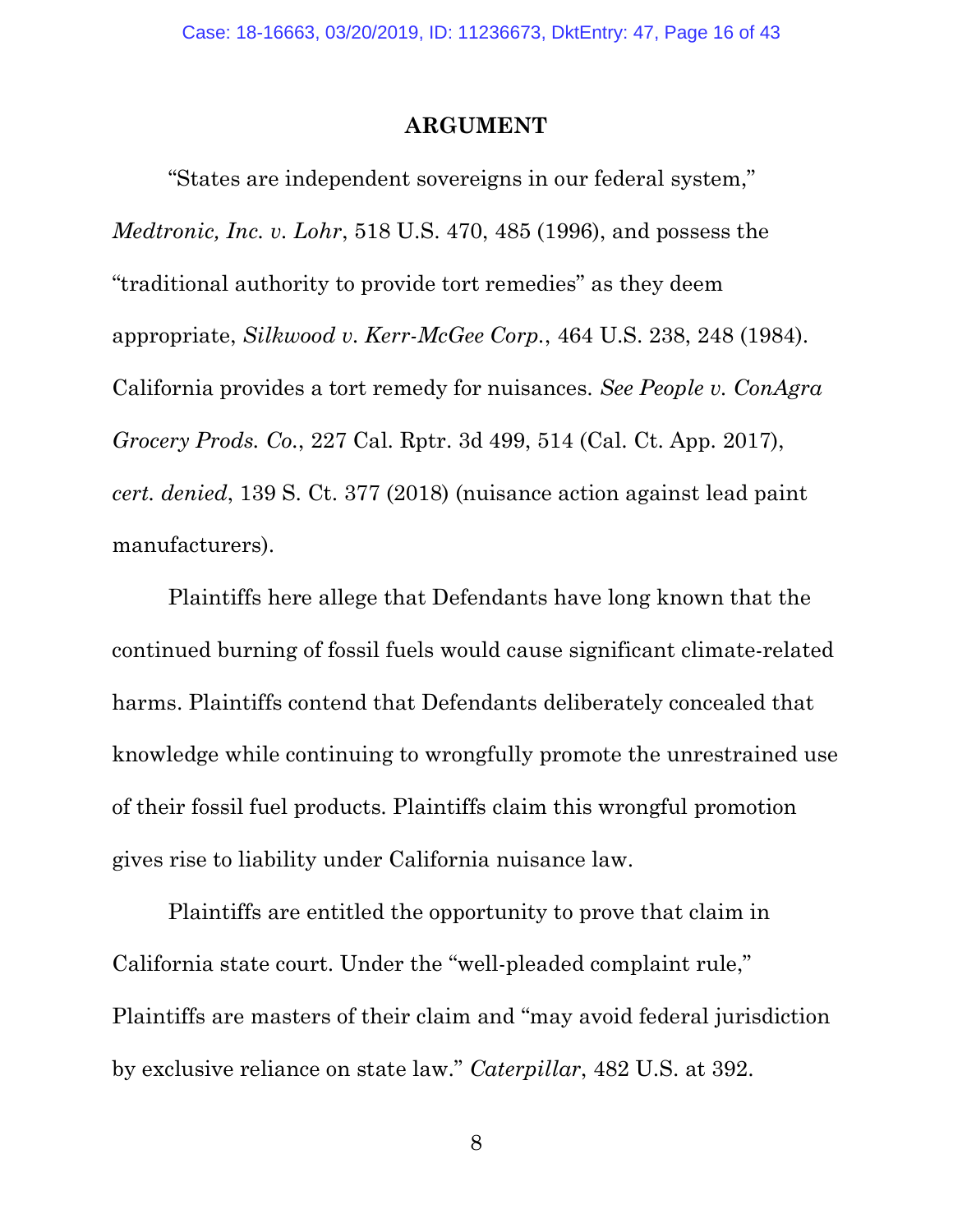## ARGUMENT

"States are independent sovereigns in our federal system," *Medtronic, Inc. v. Lohr*, 518 U.S. 470, 485 (1996), and possess the "traditional authority to provide tort remedies" as they deem appropriate, *Silkwood v. Kerr-McGee Corp.*, 464 U.S. 238, 248 (1984). California provides a tort remedy for nuisances. *See People v. ConAgra Grocery Prods. Co.*, 227 Cal. Rptr. 3d 499, 514 (Cal. Ct. App. 2017), *cert. denied*, 139 S. Ct. 377 (2018) (nuisance action against lead paint manufacturers).

Plaintiffs here allege that Defendants have long known that the continued burning of fossil fuels would cause significant climate-related harms. Plaintiffs contend that Defendants deliberately concealed that knowledge while continuing to wrongfully promote the unrestrained use of their fossil fuel products. Plaintiffs claim this wrongful promotion gives rise to liability under California nuisance law.

Plaintiffs are entitled the opportunity to prove that claim in California state court. Under the "well-pleaded complaint rule," Plaintiffs are masters of their claim and "may avoid federal jurisdiction by exclusive reliance on state law." *Caterpillar*, 482 U.S. at 392.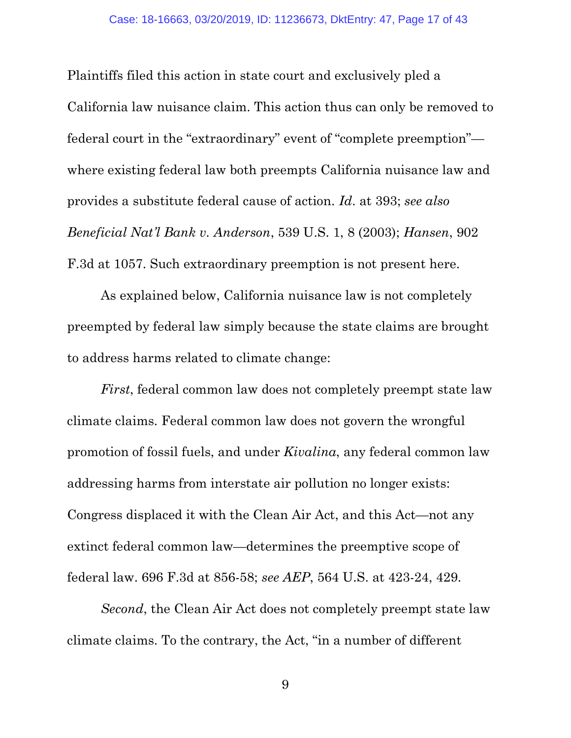Plaintiffs filed this action in state court and exclusively pled a California law nuisance claim. This action thus can only be removed to federal court in the "extraordinary" event of "complete preemption"—where existing federal law both preempts California nuisance law and provides a substitute federal cause of action. *Id*. at 393; *see also Beneficial Nat'l Bank v. Anderson*, 539 U.S. 1, 8 (2003); *Hansen*, 902 F.3d at 1057. Such extraordinary preemption is not present here.

As explained below, California nuisance law is not completely preempted by federal law simply because the state claims are brought to address harms related to climate change:

*First*, federal common law does not completely preempt state law climate claims. Federal common law does not govern the wrongful promotion of fossil fuels, and under *Kivalina*, any federal common law addressing harms from interstate air pollution no longer exists: Congress displaced it with the Clean Air Act, and this Act—not any extinct federal common law—determines the preemptive scope of federal law. 696 F.3d at 856-58; *see AEP*, 564 U.S. at 423-24, 429.

*Second*, the Clean Air Act does not completely preempt state law climate claims. To the contrary, the Act, "in a number of different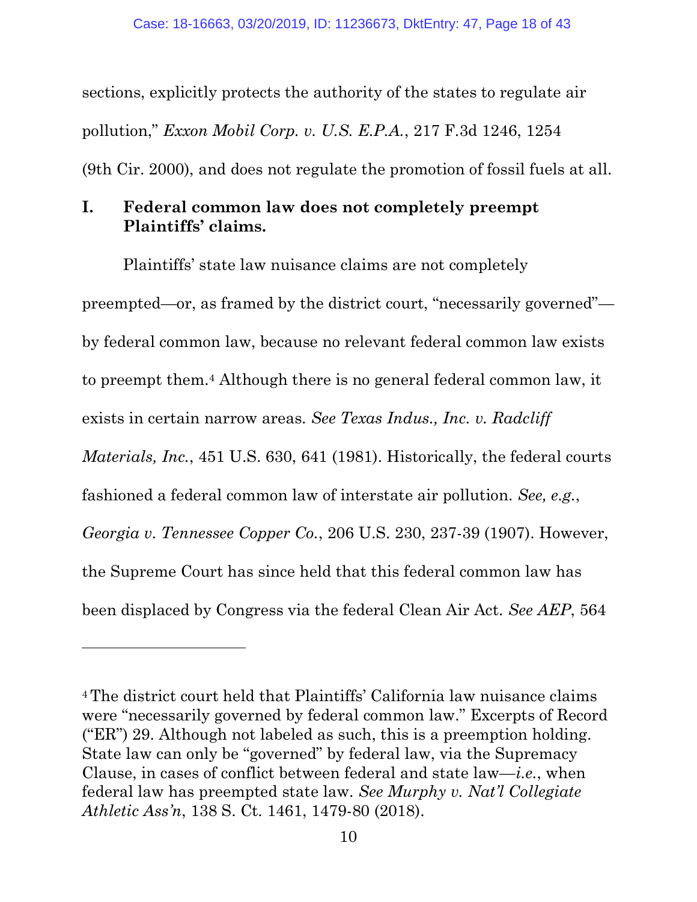sections, explicitly protects the authority of the states to regulate air pollution," *Exxon Mobil Corp. v. U.S. E.P.A.*, 217 F.3d 1246, 1254 (9th Cir. 2000), and does not regulate the promotion of fossil fuels at all.

## I. Federal common law does not completely preempt Plaintiffs' claims.

Plaintiffs' state law nuisance claims are not completely preempted—or, as framed by the district court, "necessarily governed"—by federal common law, because no relevant federal common law exists to preempt them.[4] Although there is no general federal common law, it exists in certain narrow areas. *See Texas Indus., Inc. v. Radcliff Materials, Inc.*, 451 U.S. 630, 641 (1981). Historically, the federal courts fashioned a federal common law of interstate air pollution. *See, e.g.*, *Georgia v. Tennessee Copper Co.*, 206 U.S. 230, 237-39 (1907). However, the Supreme Court has since held that this federal common law has been displaced by Congress via the federal Clean Air Act. *See AEP*, 564

---

[4] The district court held that Plaintiffs' California law nuisance claims were "necessarily governed by federal common law." Excerpts of Record ("ER") 29. Although not labeled as such, this is a preemption holding. State law can only be "governed" by federal law, via the Supremacy Clause, in cases of conflict between federal and state law—*i.e.*, when federal law has preempted state law. *See Murphy v. Nat'l Collegiate Athletic Ass'n*, 138 S. Ct. 1461, 1479-80 (2018).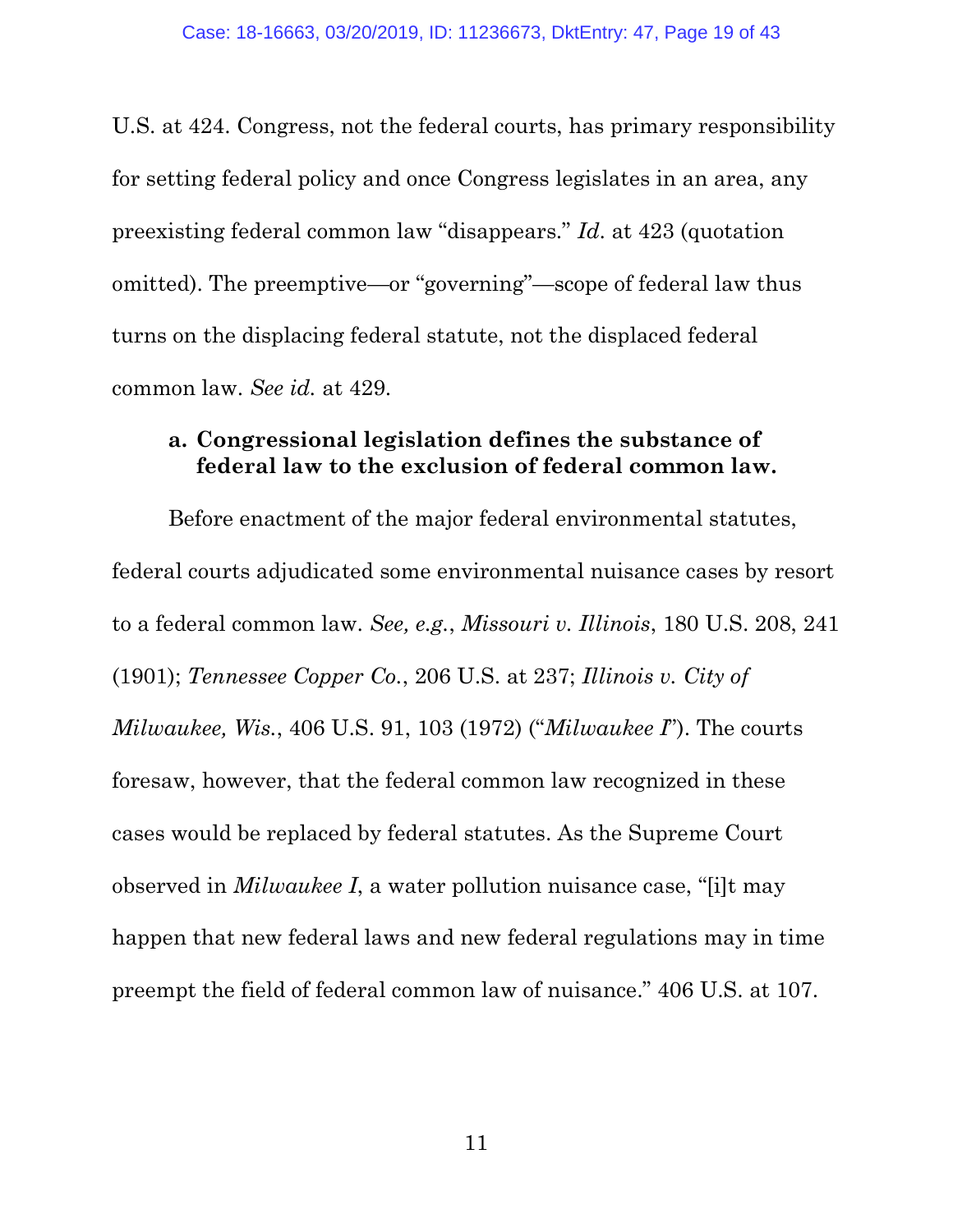U.S. at 424. Congress, not the federal courts, has primary responsibility for setting federal policy and once Congress legislates in an area, any preexisting federal common law "disappears." *Id.* at 423 (quotation omitted). The preemptive—or "governing"—scope of federal law thus turns on the displacing federal statute, not the displaced federal common law. *See id.* at 429.

**a. Congressional legislation defines the substance of federal law to the exclusion of federal common law.**

Before enactment of the major federal environmental statutes, federal courts adjudicated some environmental nuisance cases by resort to a federal common law. *See, e.g.*, *Missouri v. Illinois*, 180 U.S. 208, 241 (1901); *Tennessee Copper Co.*, 206 U.S. at 237; *Illinois v. City of Milwaukee, Wis.*, 406 U.S. 91, 103 (1972) ("*Milwaukee I*"). The courts foresaw, however, that the federal common law recognized in these cases would be replaced by federal statutes. As the Supreme Court observed in *Milwaukee I*, a water pollution nuisance case, "[i]t may happen that new federal laws and new federal regulations may in time preempt the field of federal common law of nuisance." 406 U.S. at 107.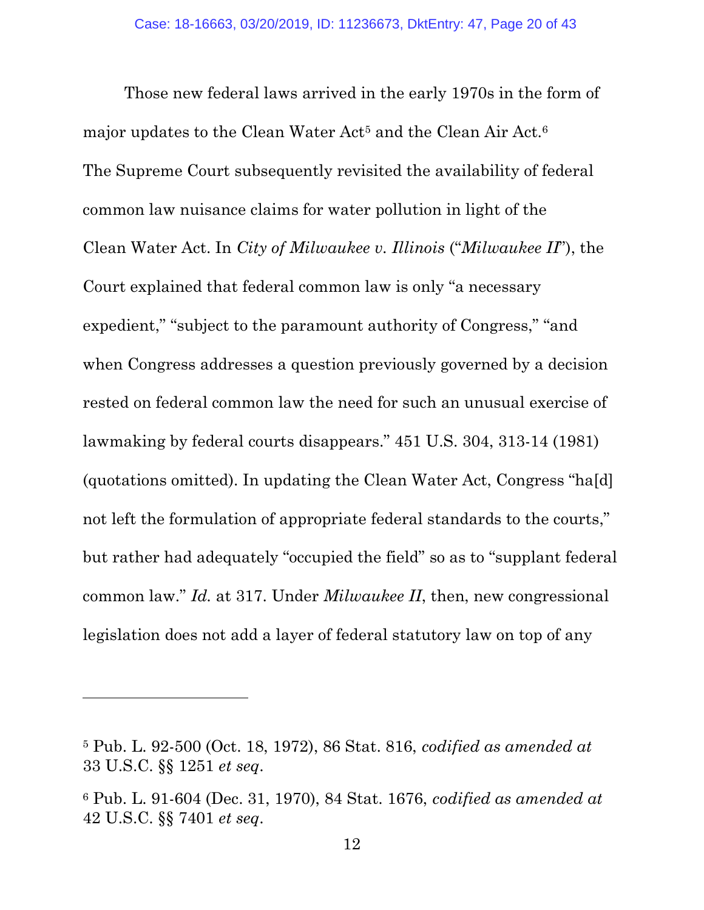Those new federal laws arrived in the early 1970s in the form of major updates to the Clean Water Act[5] and the Clean Air Act.[6] The Supreme Court subsequently revisited the availability of federal common law nuisance claims for water pollution in light of the Clean Water Act. In *City of Milwaukee v. Illinois* ("*Milwaukee II*"), the Court explained that federal common law is only "a necessary expedient," "subject to the paramount authority of Congress," "and when Congress addresses a question previously governed by a decision rested on federal common law the need for such an unusual exercise of lawmaking by federal courts disappears." 451 U.S. 304, 313-14 (1981) (quotations omitted). In updating the Clean Water Act, Congress "ha[d] not left the formulation of appropriate federal standards to the courts," but rather had adequately "occupied the field" so as to "supplant federal common law." *Id.* at 317. Under *Milwaukee II*, then, new congressional legislation does not add a layer of federal statutory law on top of any

---

[5] Pub. L. 92-500 (Oct. 18, 1972), 86 Stat. 816, *codified as amended at* 33 U.S.C. §§ 1251 *et seq*.

[6] Pub. L. 91-604 (Dec. 31, 1970), 84 Stat. 1676, *codified as amended at* 42 U.S.C. §§ 7401 *et seq*.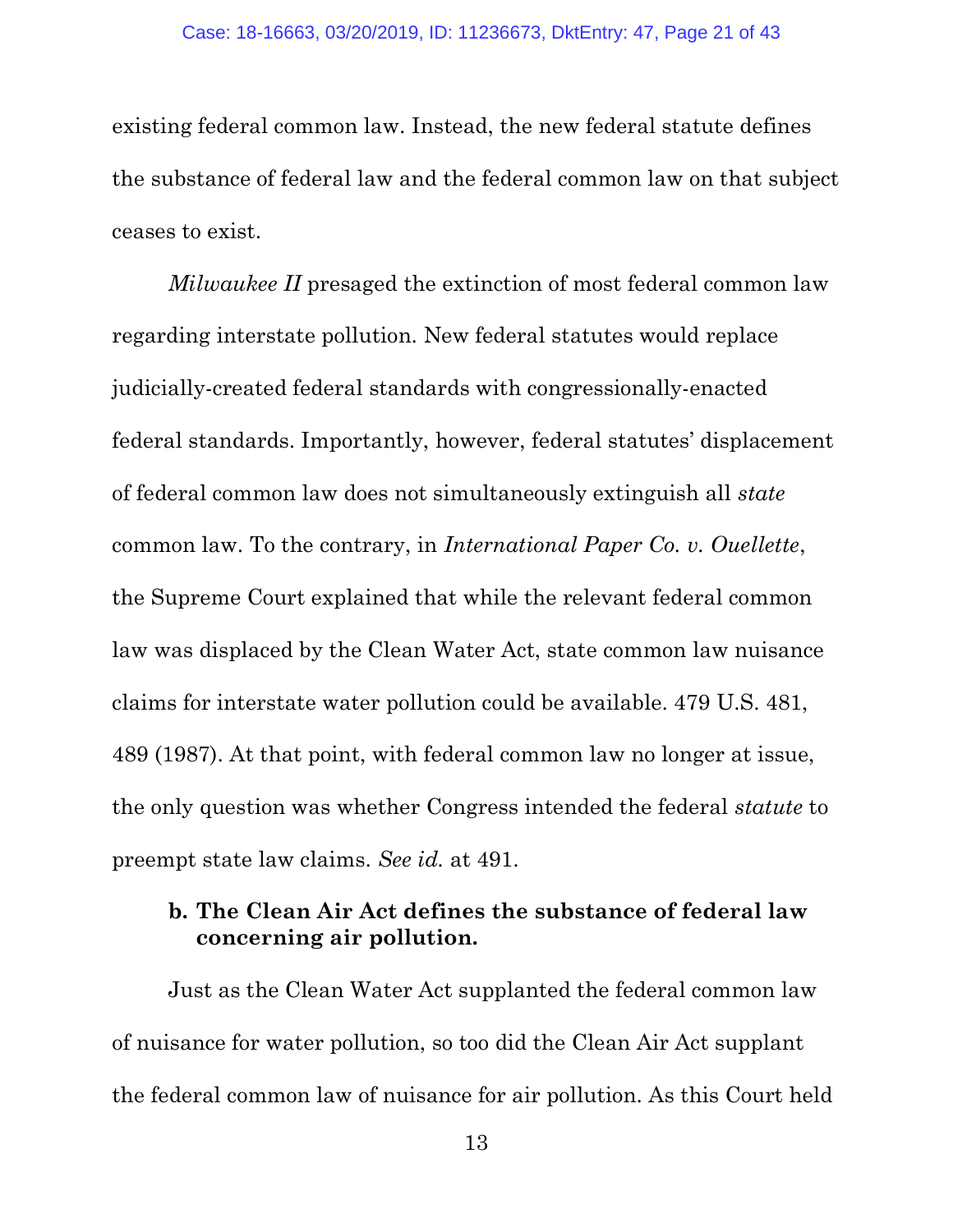existing federal common law. Instead, the new federal statute defines the substance of federal law and the federal common law on that subject ceases to exist.

*Milwaukee II* presaged the extinction of most federal common law regarding interstate pollution. New federal statutes would replace judicially-created federal standards with congressionally-enacted federal standards. Importantly, however, federal statutes' displacement of federal common law does not simultaneously extinguish all *state* common law. To the contrary, in *International Paper Co. v. Ouellette*, the Supreme Court explained that while the relevant federal common law was displaced by the Clean Water Act, state common law nuisance claims for interstate water pollution could be available. 479 U.S. 481, 489 (1987). At that point, with federal common law no longer at issue, the only question was whether Congress intended the federal *statute* to preempt state law claims. *See id.* at 491.

**b. The Clean Air Act defines the substance of federal law concerning air pollution.**

Just as the Clean Water Act supplanted the federal common law of nuisance for water pollution, so too did the Clean Air Act supplant the federal common law of nuisance for air pollution. As this Court held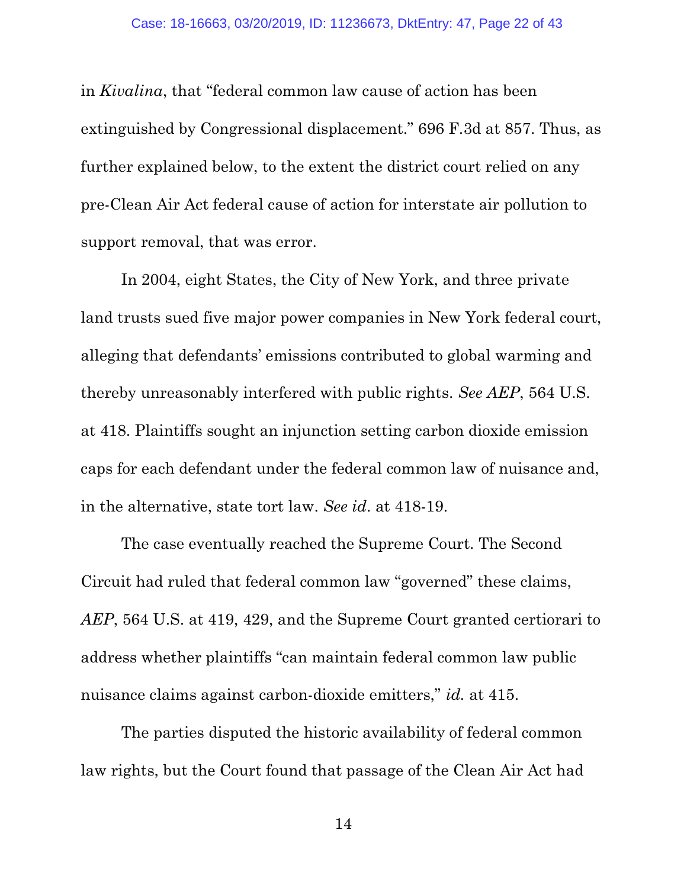in *Kivalina*, that "federal common law cause of action has been extinguished by Congressional displacement." 696 F.3d at 857. Thus, as further explained below, to the extent the district court relied on any pre-Clean Air Act federal cause of action for interstate air pollution to support removal, that was error.

In 2004, eight States, the City of New York, and three private land trusts sued five major power companies in New York federal court, alleging that defendants' emissions contributed to global warming and thereby unreasonably interfered with public rights. *See AEP*, 564 U.S. at 418. Plaintiffs sought an injunction setting carbon dioxide emission caps for each defendant under the federal common law of nuisance and, in the alternative, state tort law. *See id*. at 418-19.

The case eventually reached the Supreme Court. The Second Circuit had ruled that federal common law "governed" these claims, *AEP*, 564 U.S. at 419, 429, and the Supreme Court granted certiorari to address whether plaintiffs "can maintain federal common law public nuisance claims against carbon-dioxide emitters," *id.* at 415.

The parties disputed the historic availability of federal common law rights, but the Court found that passage of the Clean Air Act had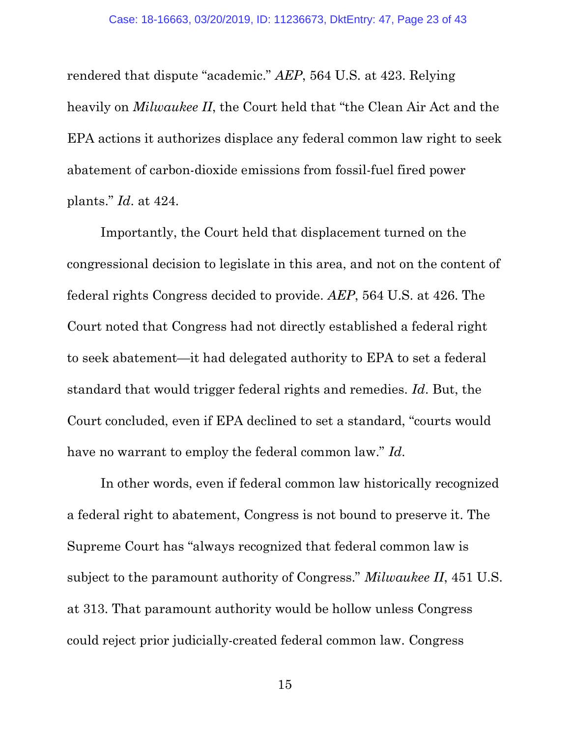rendered that dispute "academic." *AEP*, 564 U.S. at 423. Relying heavily on *Milwaukee II*, the Court held that "the Clean Air Act and the EPA actions it authorizes displace any federal common law right to seek abatement of carbon-dioxide emissions from fossil-fuel fired power plants." *Id*. at 424.

Importantly, the Court held that displacement turned on the congressional decision to legislate in this area, and not on the content of federal rights Congress decided to provide. *AEP*, 564 U.S. at 426. The Court noted that Congress had not directly established a federal right to seek abatement—it had delegated authority to EPA to set a federal standard that would trigger federal rights and remedies. *Id*. But, the Court concluded, even if EPA declined to set a standard, "courts would have no warrant to employ the federal common law." *Id.*

In other words, even if federal common law historically recognized a federal right to abatement, Congress is not bound to preserve it. The Supreme Court has "always recognized that federal common law is subject to the paramount authority of Congress." *Milwaukee II*, 451 U.S. at 313. That paramount authority would be hollow unless Congress could reject prior judicially-created federal common law. Congress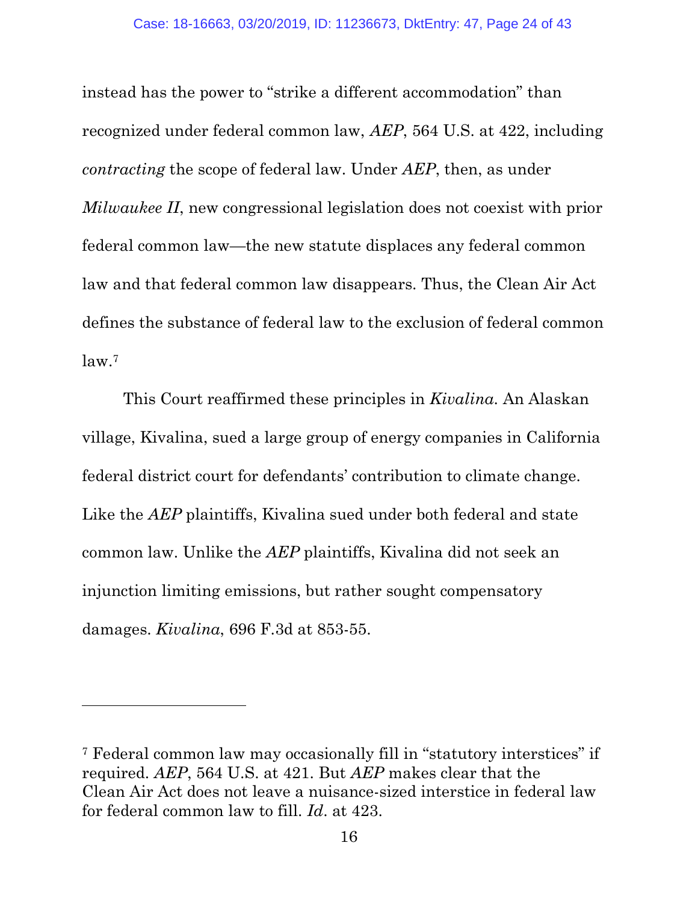instead has the power to "strike a different accommodation" than recognized under federal common law, *AEP*, 564 U.S. at 422, including *contracting* the scope of federal law. Under *AEP*, then, as under *Milwaukee II*, new congressional legislation does not coexist with prior federal common law—the new statute displaces any federal common law and that federal common law disappears. Thus, the Clean Air Act defines the substance of federal law to the exclusion of federal common law.[7]

This Court reaffirmed these principles in *Kivalina*. An Alaskan village, Kivalina, sued a large group of energy companies in California federal district court for defendants' contribution to climate change. Like the *AEP* plaintiffs, Kivalina sued under both federal and state common law. Unlike the *AEP* plaintiffs, Kivalina did not seek an injunction limiting emissions, but rather sought compensatory damages. *Kivalina*, 696 F.3d at 853-55.

---

[7] Federal common law may occasionally fill in "statutory interstices" if required. *AEP*, 564 U.S. at 421. But *AEP* makes clear that the Clean Air Act does not leave a nuisance-sized interstice in federal law for federal common law to fill. *Id*. at 423.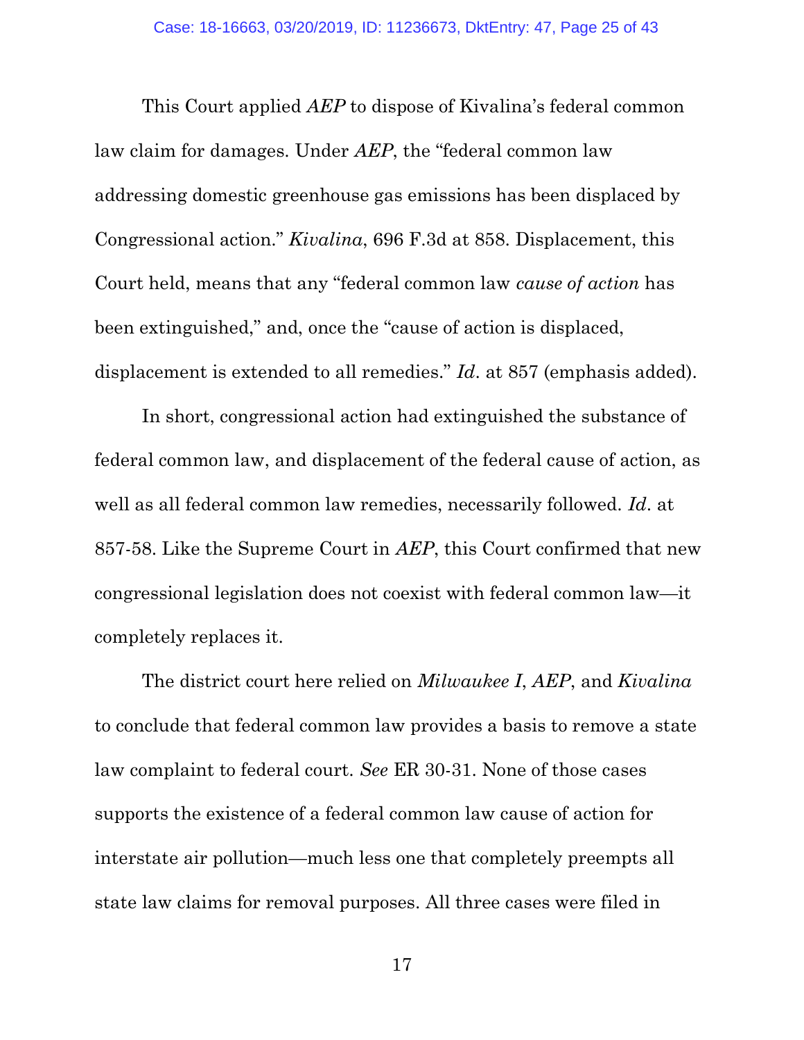This Court applied *AEP* to dispose of Kivalina's federal common law claim for damages. Under *AEP*, the "federal common law addressing domestic greenhouse gas emissions has been displaced by Congressional action." *Kivalina*, 696 F.3d at 858. Displacement, this Court held, means that any "federal common law *cause of action* has been extinguished," and, once the "cause of action is displaced, displacement is extended to all remedies." *Id*. at 857 (emphasis added).

In short, congressional action had extinguished the substance of federal common law, and displacement of the federal cause of action, as well as all federal common law remedies, necessarily followed. *Id*. at 857-58. Like the Supreme Court in *AEP*, this Court confirmed that new congressional legislation does not coexist with federal common law—it completely replaces it.

The district court here relied on *Milwaukee I*, *AEP*, and *Kivalina* to conclude that federal common law provides a basis to remove a state law complaint to federal court. *See* ER 30-31. None of those cases supports the existence of a federal common law cause of action for interstate air pollution—much less one that completely preempts all state law claims for removal purposes. All three cases were filed in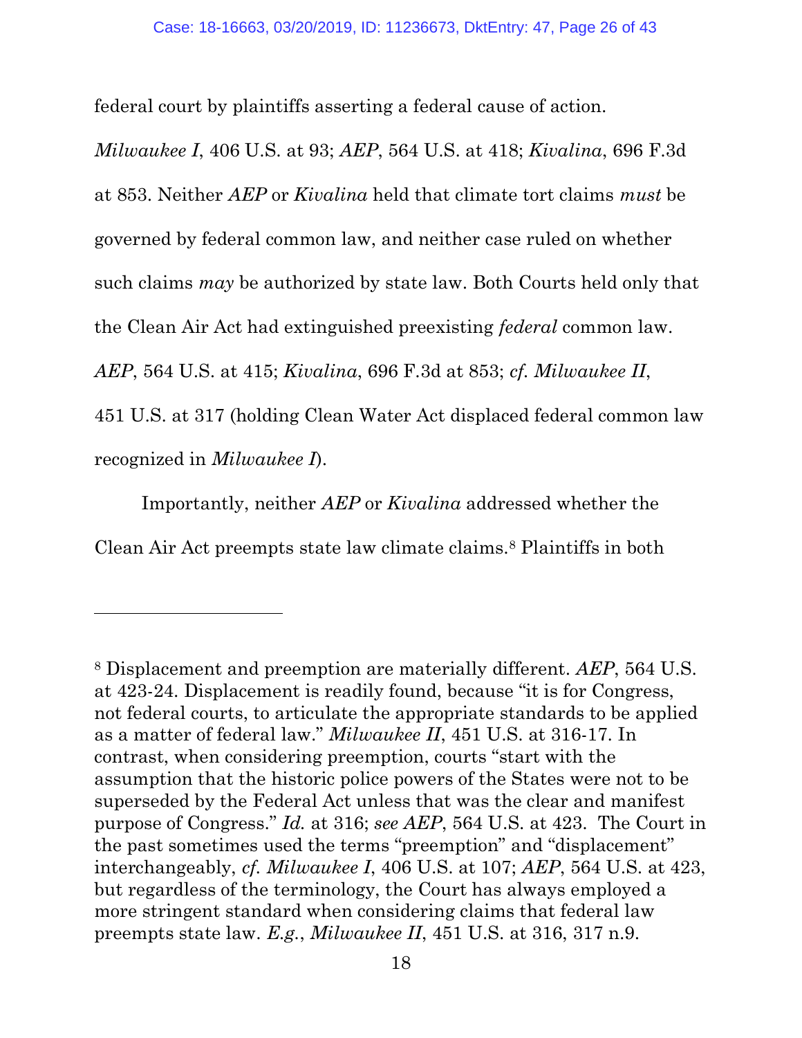federal court by plaintiffs asserting a federal cause of action. *Milwaukee I*, 406 U.S. at 93; *AEP*, 564 U.S. at 418; *Kivalina*, 696 F.3d at 853. Neither *AEP* or *Kivalina* held that climate tort claims *must* be governed by federal common law, and neither case ruled on whether such claims *may* be authorized by state law. Both Courts held only that the Clean Air Act had extinguished preexisting *federal* common law. *AEP*, 564 U.S. at 415; *Kivalina*, 696 F.3d at 853; *cf. Milwaukee II*, 451 U.S. at 317 (holding Clean Water Act displaced federal common law recognized in *Milwaukee I*).

Importantly, neither *AEP* or *Kivalina* addressed whether the Clean Air Act preempts state law climate claims.[8] Plaintiffs in both

---

[8] Displacement and preemption are materially different. *AEP*, 564 U.S. at 423-24. Displacement is readily found, because "it is for Congress, not federal courts, to articulate the appropriate standards to be applied as a matter of federal law." *Milwaukee II*, 451 U.S. at 316-17. In contrast, when considering preemption, courts "start with the assumption that the historic police powers of the States were not to be superseded by the Federal Act unless that was the clear and manifest purpose of Congress." *Id.* at 316; *see AEP*, 564 U.S. at 423. The Court in the past sometimes used the terms "preemption" and "displacement" interchangeably, *cf. Milwaukee I*, 406 U.S. at 107; *AEP*, 564 U.S. at 423, but regardless of the terminology, the Court has always employed a more stringent standard when considering claims that federal law preempts state law. *E.g.*, *Milwaukee II*, 451 U.S. at 316, 317 n.9.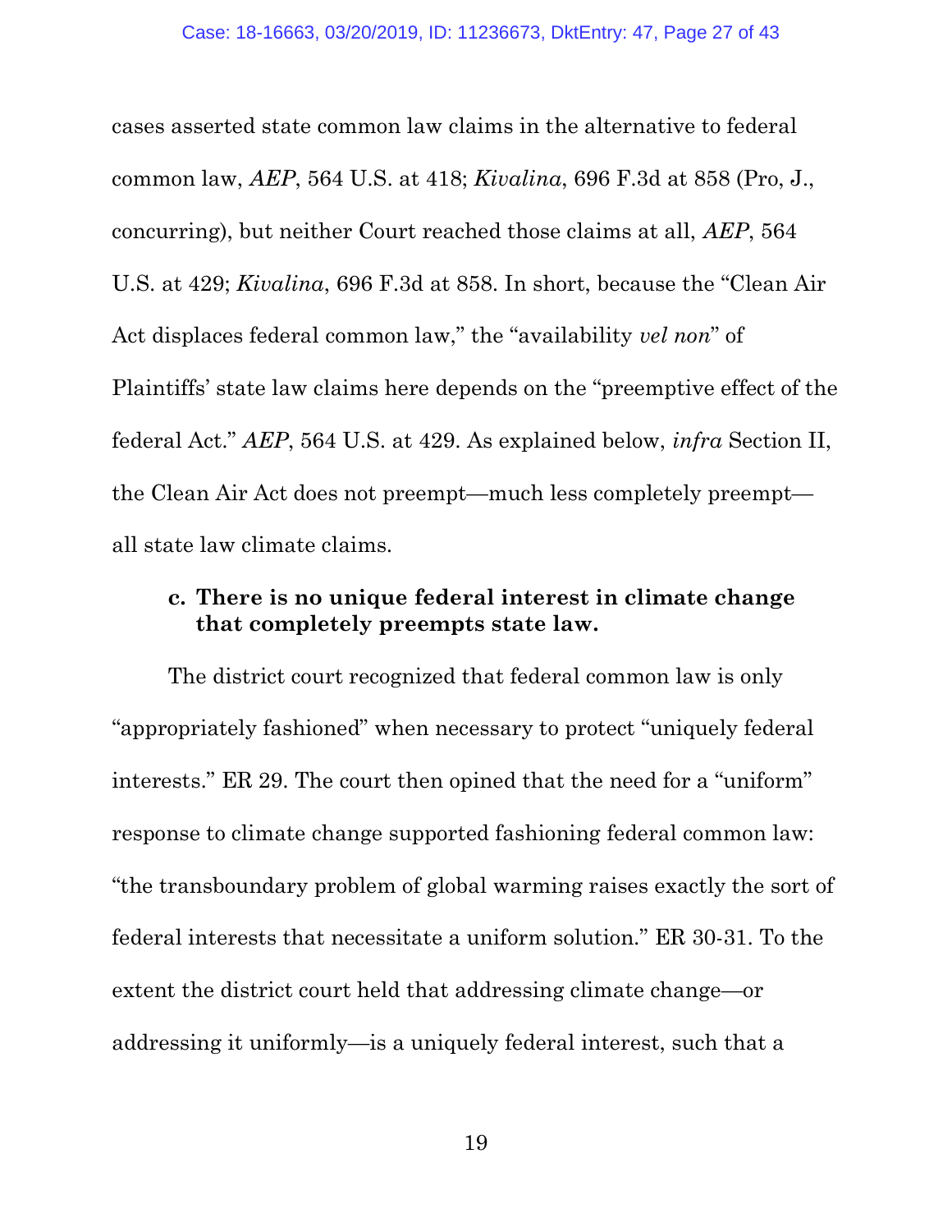cases asserted state common law claims in the alternative to federal common law, *AEP*, 564 U.S. at 418; *Kivalina*, 696 F.3d at 858 (Pro, J., concurring), but neither Court reached those claims at all, *AEP*, 564 U.S. at 429; *Kivalina*, 696 F.3d at 858. In short, because the "Clean Air Act displaces federal common law," the "availability *vel non*" of Plaintiffs' state law claims here depends on the "preemptive effect of the federal Act." *AEP*, 564 U.S. at 429. As explained below, *infra* Section II, the Clean Air Act does not preempt—much less completely preempt—all state law climate claims.

**c. There is no unique federal interest in climate change that completely preempts state law.**

The district court recognized that federal common law is only "appropriately fashioned" when necessary to protect "uniquely federal interests." ER 29. The court then opined that the need for a "uniform" response to climate change supported fashioning federal common law: "the transboundary problem of global warming raises exactly the sort of federal interests that necessitate a uniform solution." ER 30-31. To the extent the district court held that addressing climate change—or addressing it uniformly—is a uniquely federal interest, such that a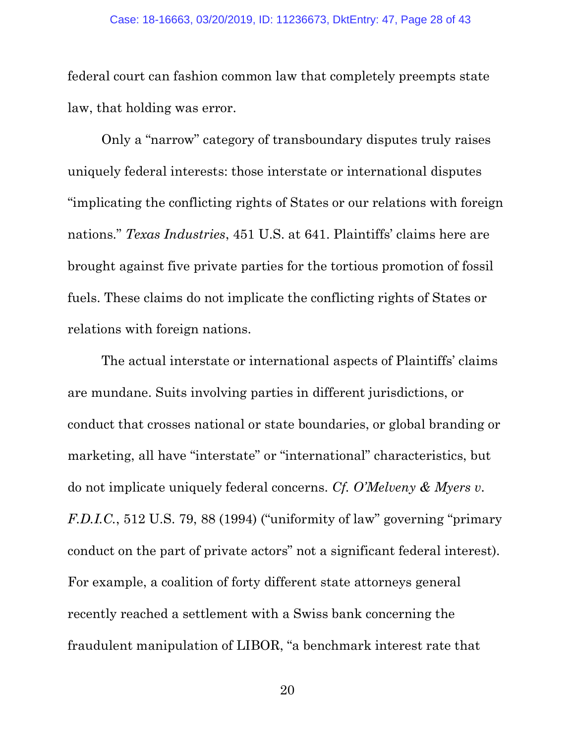federal court can fashion common law that completely preempts state law, that holding was error.

Only a "narrow" category of transboundary disputes truly raises uniquely federal interests: those interstate or international disputes "implicating the conflicting rights of States or our relations with foreign nations." *Texas Industries*, 451 U.S. at 641. Plaintiffs' claims here are brought against five private parties for the tortious promotion of fossil fuels. These claims do not implicate the conflicting rights of States or relations with foreign nations.

The actual interstate or international aspects of Plaintiffs' claims are mundane. Suits involving parties in different jurisdictions, or conduct that crosses national or state boundaries, or global branding or marketing, all have "interstate" or "international" characteristics, but do not implicate uniquely federal concerns. *Cf. O'Melveny & Myers v. F.D.I.C.*, 512 U.S. 79, 88 (1994) ("uniformity of law" governing "primary conduct on the part of private actors" not a significant federal interest). For example, a coalition of forty different state attorneys general recently reached a settlement with a Swiss bank concerning the fraudulent manipulation of LIBOR, "a benchmark interest rate that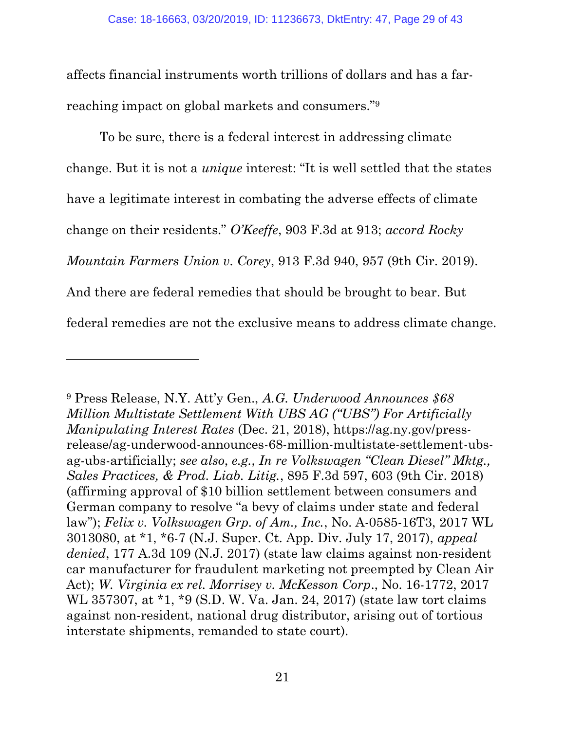affects financial instruments worth trillions of dollars and has a far-reaching impact on global markets and consumers."[9]

To be sure, there is a federal interest in addressing climate change. But it is not a *unique* interest: "It is well settled that the states have a legitimate interest in combating the adverse effects of climate change on their residents." *O'Keeffe*, 903 F.3d at 913; *accord Rocky Mountain Farmers Union v. Corey*, 913 F.3d 940, 957 (9th Cir. 2019). And there are federal remedies that should be brought to bear. But federal remedies are not the exclusive means to address climate change.

---

[9] Press Release, N.Y. Att'y Gen., *A.G. Underwood Announces $68 Million Multistate Settlement With UBS AG ("UBS") For Artificially Manipulating Interest Rates* (Dec. 21, 2018), https://ag.ny.gov/press-release/ag-underwood-announces-68-million-multistate-settlement-ubs-ag-ubs-artificially; *see also*, *e.g.*, *In re Volkswagen "Clean Diesel" Mktg., Sales Practices, & Prod. Liab. Litig.*, 895 F.3d 597, 603 (9th Cir. 2018) (affirming approval of $10 billion settlement between consumers and German company to resolve "a bevy of claims under state and federal law"); *Felix v. Volkswagen Grp. of Am., Inc.*, No. A-0585-16T3, 2017 WL 3013080, at *1, *6-7 (N.J. Super. Ct. App. Div. July 17, 2017), *appeal denied*, 177 A.3d 109 (N.J. 2017) (state law claims against non-resident car manufacturer for fraudulent marketing not preempted by Clean Air Act); *W. Virginia ex rel. Morrisey v. McKesson Corp.*, No. 16-1772, 2017 WL 357307, at *1, *9 (S.D. W. Va. Jan. 24, 2017) (state law tort claims against non-resident, national drug distributor, arising out of tortious interstate shipments, remanded to state court).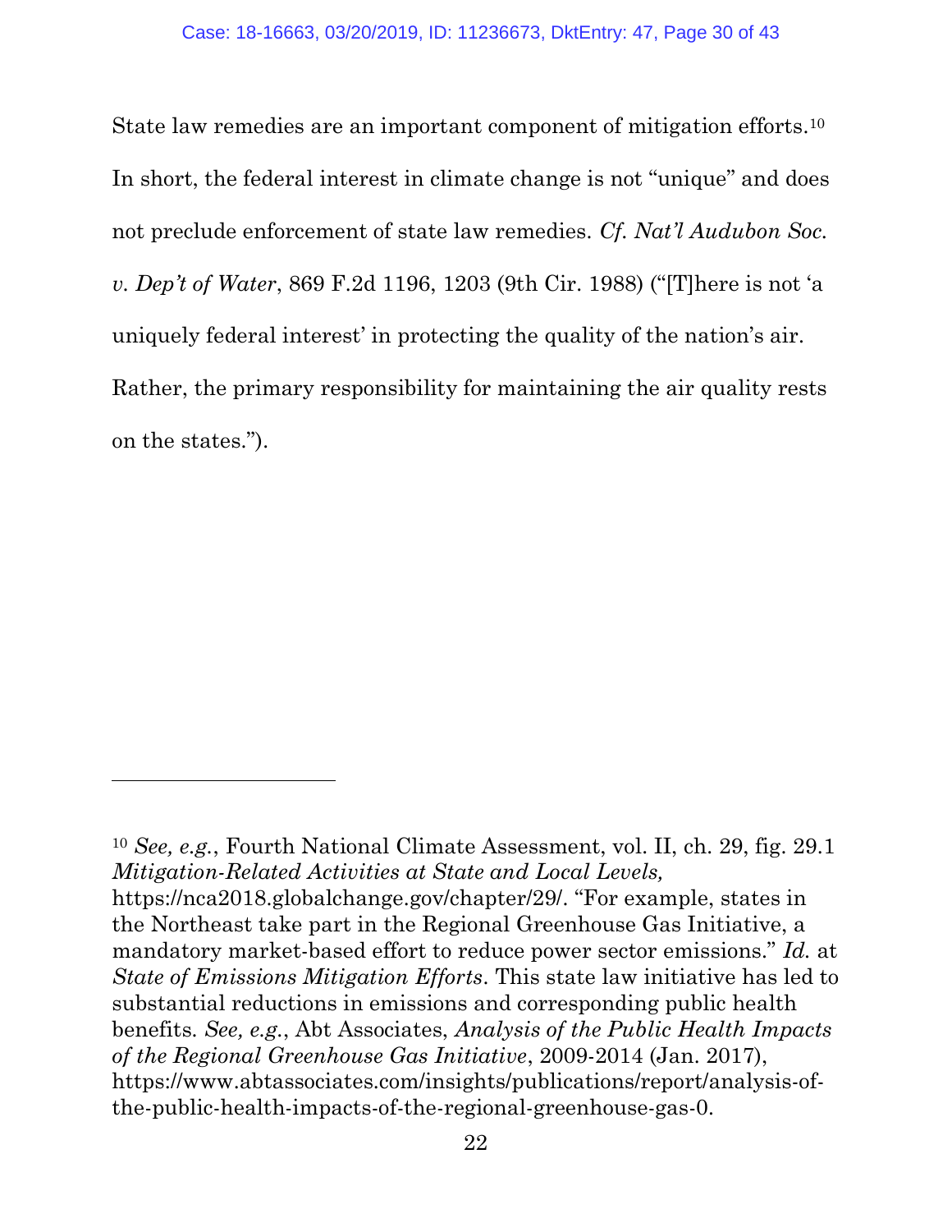State law remedies are an important component of mitigation efforts.[10] In short, the federal interest in climate change is not "unique" and does not preclude enforcement of state law remedies. *Cf. Nat'l Audubon Soc. v. Dep't of Water*, 869 F.2d 1196, 1203 (9th Cir. 1988) ("[T]here is not 'a uniquely federal interest' in protecting the quality of the nation's air. Rather, the primary responsibility for maintaining the air quality rests on the states.").

---

[10] *See, e.g.*, Fourth National Climate Assessment, vol. II, ch. 29, fig. 29.1 *Mitigation-Related Activities at State and Local Levels,* https://nca2018.globalchange.gov/chapter/29/. "For example, states in the Northeast take part in the Regional Greenhouse Gas Initiative, a mandatory market-based effort to reduce power sector emissions." *Id.* at *State of Emissions Mitigation Efforts*. This state law initiative has led to substantial reductions in emissions and corresponding public health benefits. *See, e.g.*, Abt Associates, *Analysis of the Public Health Impacts of the Regional Greenhouse Gas Initiative*, 2009-2014 (Jan. 2017), https://www.abtassociates.com/insights/publications/report/analysis-of-the-public-health-impacts-of-the-regional-greenhouse-gas-0.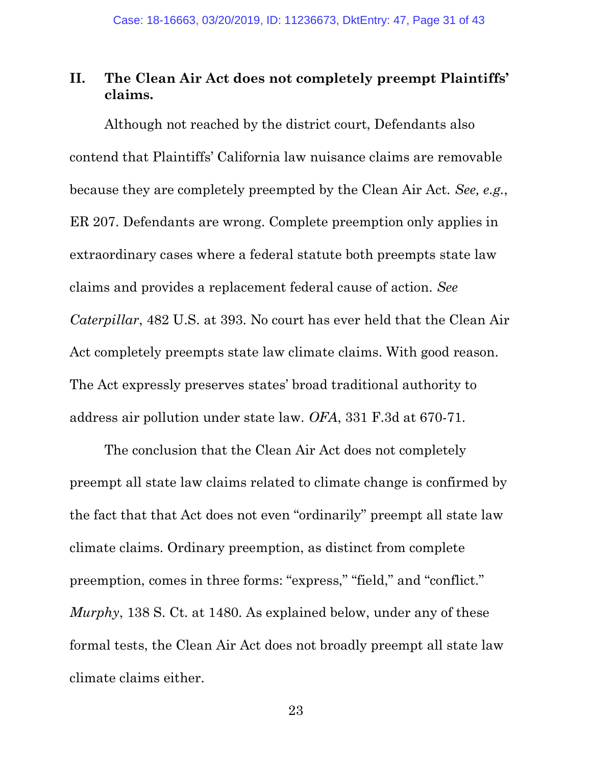## II. The Clean Air Act does not completely preempt Plaintiffs' claims.

Although not reached by the district court, Defendants also contend that Plaintiffs' California law nuisance claims are removable because they are completely preempted by the Clean Air Act. *See, e.g.*, ER 207. Defendants are wrong. Complete preemption only applies in extraordinary cases where a federal statute both preempts state law claims and provides a replacement federal cause of action. *See Caterpillar*, 482 U.S. at 393. No court has ever held that the Clean Air Act completely preempts state law climate claims. With good reason. The Act expressly preserves states' broad traditional authority to address air pollution under state law. *OFA*, 331 F.3d at 670-71.

The conclusion that the Clean Air Act does not completely preempt all state law claims related to climate change is confirmed by the fact that that Act does not even "ordinarily" preempt all state law climate claims. Ordinary preemption, as distinct from complete preemption, comes in three forms: "express," "field," and "conflict." *Murphy*, 138 S. Ct. at 1480. As explained below, under any of these formal tests, the Clean Air Act does not broadly preempt all state law climate claims either.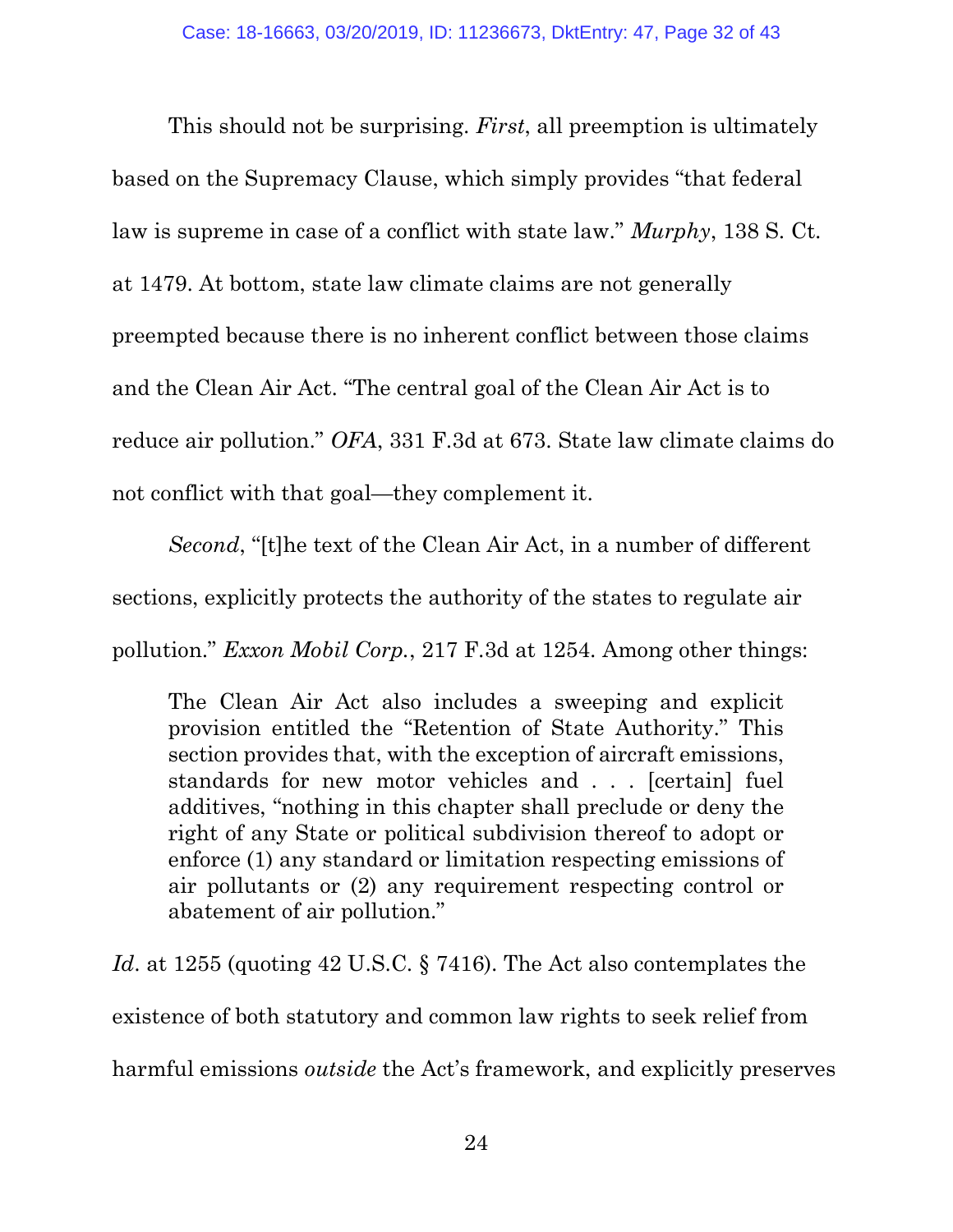This should not be surprising. *First*, all preemption is ultimately based on the Supremacy Clause, which simply provides "that federal law is supreme in case of a conflict with state law." *Murphy*, 138 S. Ct. at 1479. At bottom, state law climate claims are not generally preempted because there is no inherent conflict between those claims and the Clean Air Act. "The central goal of the Clean Air Act is to reduce air pollution." *OFA*, 331 F.3d at 673. State law climate claims do not conflict with that goal—they complement it.

*Second*, "[t]he text of the Clean Air Act, in a number of different sections, explicitly protects the authority of the states to regulate air pollution." *Exxon Mobil Corp.*, 217 F.3d at 1254. Among other things:

> The Clean Air Act also includes a sweeping and explicit provision entitled the "Retention of State Authority." This section provides that, with the exception of aircraft emissions, standards for new motor vehicles and . . . [certain] fuel additives, "nothing in this chapter shall preclude or deny the right of any State or political subdivision thereof to adopt or enforce (1) any standard or limitation respecting emissions of air pollutants or (2) any requirement respecting control or abatement of air pollution."

*Id*. at 1255 (quoting 42 U.S.C. § 7416). The Act also contemplates the existence of both statutory and common law rights to seek relief from harmful emissions *outside* the Act's framework, and explicitly preserves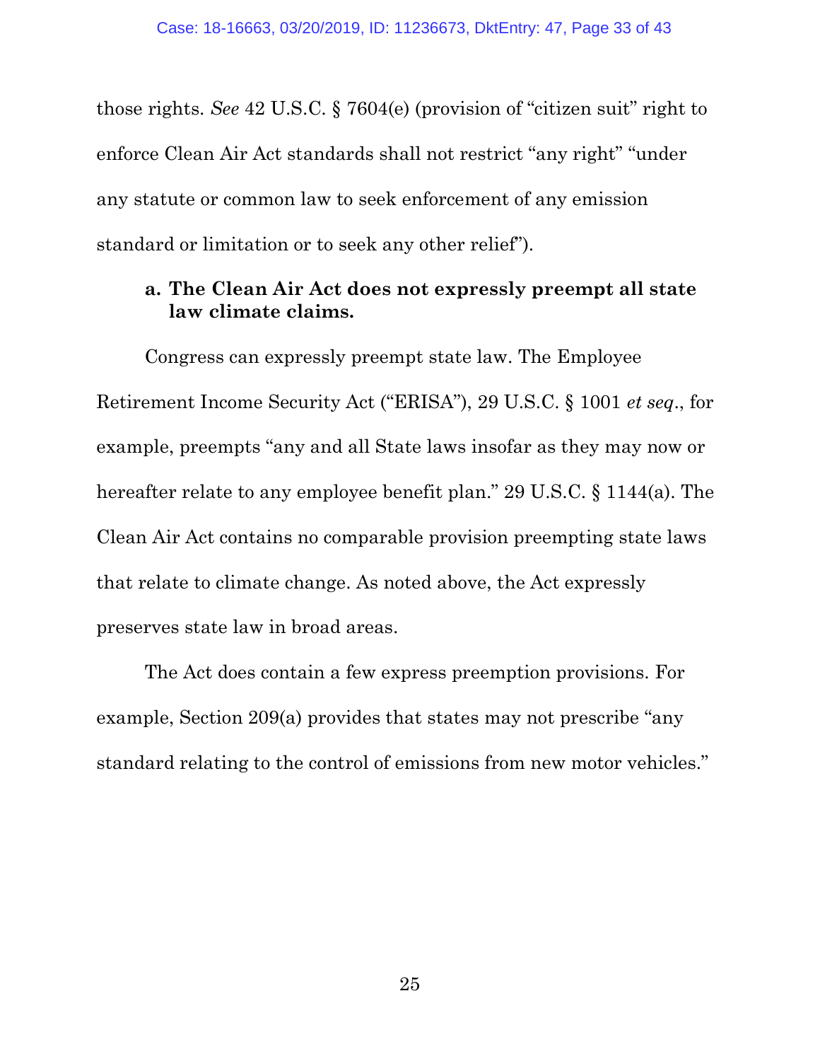those rights. *See* 42 U.S.C. § 7604(e) (provision of "citizen suit" right to enforce Clean Air Act standards shall not restrict "any right" "under any statute or common law to seek enforcement of any emission standard or limitation or to seek any other relief").

**a. The Clean Air Act does not expressly preempt all state law climate claims.**

Congress can expressly preempt state law. The Employee Retirement Income Security Act ("ERISA"), 29 U.S.C. § 1001 *et seq*., for example, preempts "any and all State laws insofar as they may now or hereafter relate to any employee benefit plan." 29 U.S.C. § 1144(a). The Clean Air Act contains no comparable provision preempting state laws that relate to climate change. As noted above, the Act expressly preserves state law in broad areas.

The Act does contain a few express preemption provisions. For example, Section 209(a) provides that states may not prescribe "any standard relating to the control of emissions from new motor vehicles."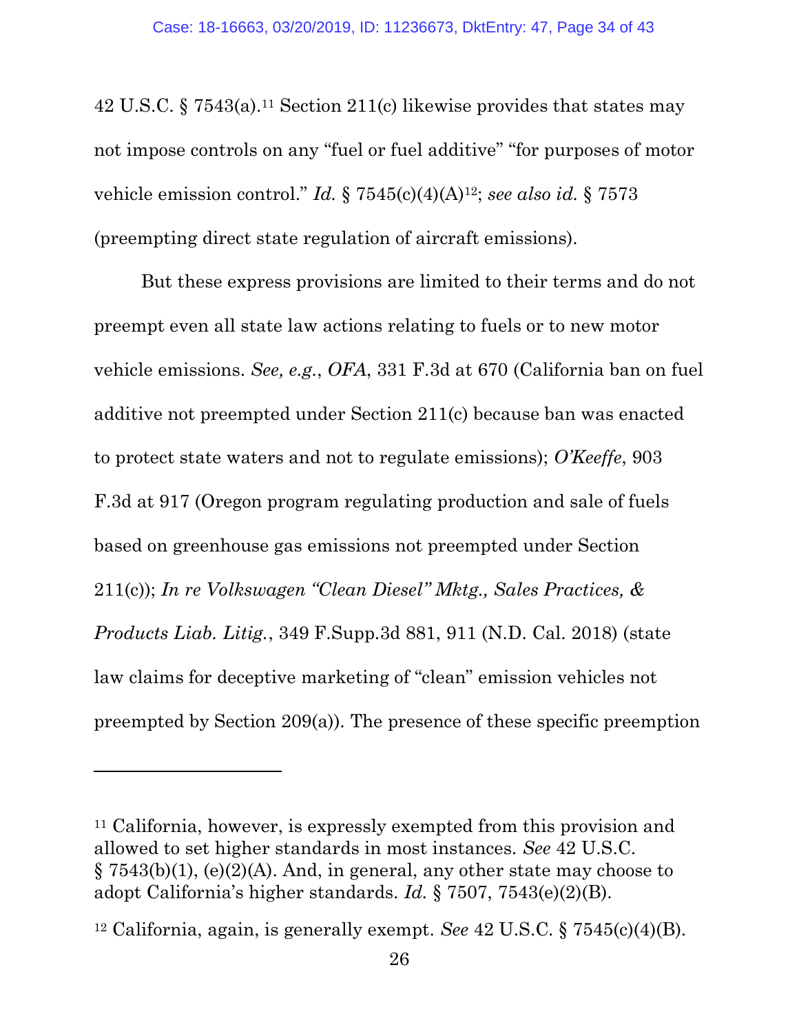42 U.S.C. § 7543(a).[11] Section 211(c) likewise provides that states may not impose controls on any "fuel or fuel additive" "for purposes of motor vehicle emission control." *Id.* § 7545(c)(4)(A)[12]; *see also id.* § 7573 (preempting direct state regulation of aircraft emissions).

But these express provisions are limited to their terms and do not preempt even all state law actions relating to fuels or to new motor vehicle emissions. *See, e.g.*, *OFA*, 331 F.3d at 670 (California ban on fuel additive not preempted under Section 211(c) because ban was enacted to protect state waters and not to regulate emissions); *O'Keeffe*, 903 F.3d at 917 (Oregon program regulating production and sale of fuels based on greenhouse gas emissions not preempted under Section 211(c)); *In re Volkswagen "Clean Diesel" Mktg., Sales Practices, & Products Liab. Litig.*, 349 F.Supp.3d 881, 911 (N.D. Cal. 2018) (state law claims for deceptive marketing of "clean" emission vehicles not preempted by Section 209(a)). The presence of these specific preemption

---

[11] California, however, is expressly exempted from this provision and allowed to set higher standards in most instances. *See* 42 U.S.C. § 7543(b)(1), (e)(2)(A). And, in general, any other state may choose to adopt California's higher standards. *Id.* § 7507, 7543(e)(2)(B).

[12] California, again, is generally exempt. *See* 42 U.S.C. § 7545(c)(4)(B).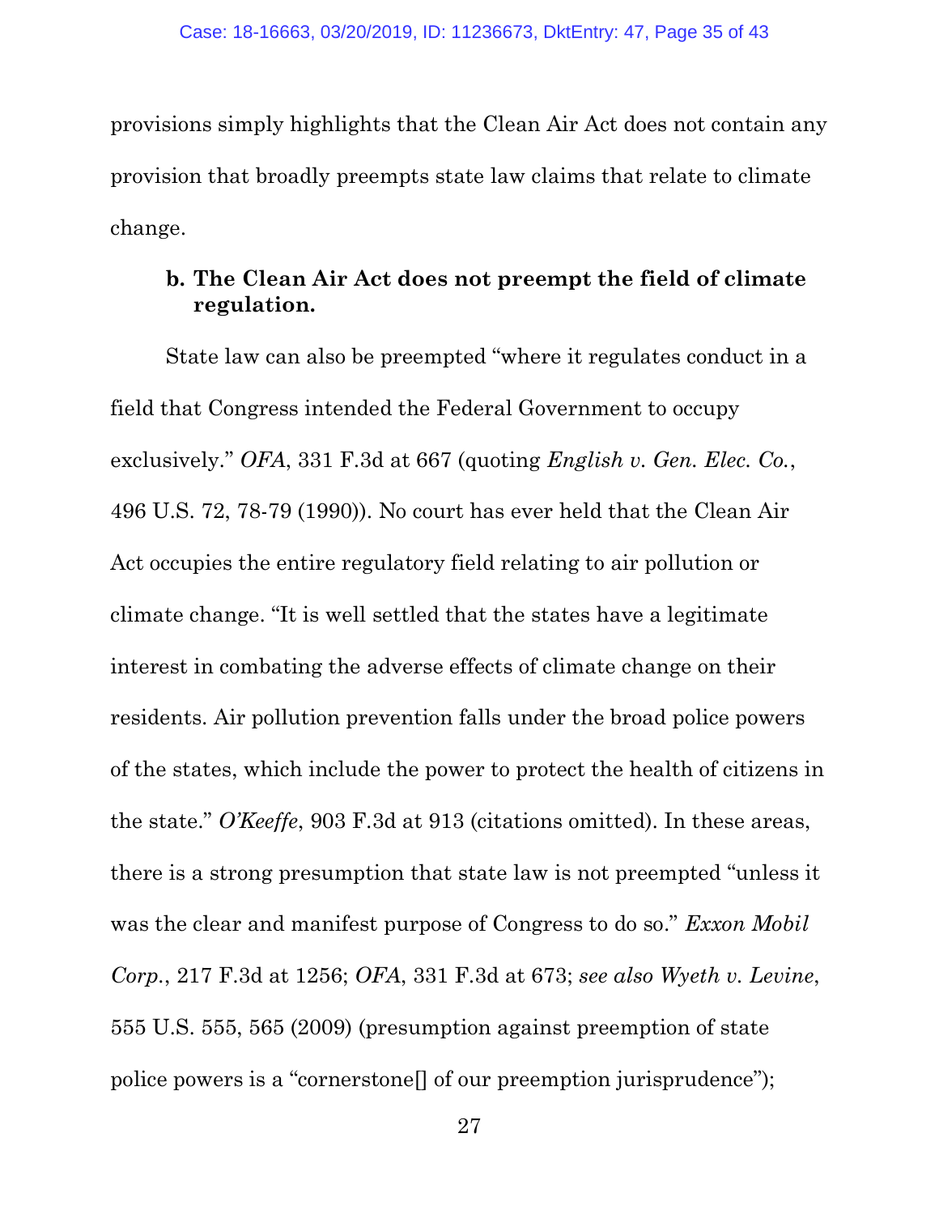provisions simply highlights that the Clean Air Act does not contain any provision that broadly preempts state law claims that relate to climate change.

**b. The Clean Air Act does not preempt the field of climate regulation.**

State law can also be preempted "where it regulates conduct in a field that Congress intended the Federal Government to occupy exclusively." *OFA*, 331 F.3d at 667 (quoting *English v. Gen. Elec. Co.*, 496 U.S. 72, 78-79 (1990)). No court has ever held that the Clean Air Act occupies the entire regulatory field relating to air pollution or climate change. "It is well settled that the states have a legitimate interest in combating the adverse effects of climate change on their residents. Air pollution prevention falls under the broad police powers of the states, which include the power to protect the health of citizens in the state." *O'Keeffe*, 903 F.3d at 913 (citations omitted). In these areas, there is a strong presumption that state law is not preempted "unless it was the clear and manifest purpose of Congress to do so." *Exxon Mobil Corp.*, 217 F.3d at 1256; *OFA*, 331 F.3d at 673; *see also Wyeth v. Levine*, 555 U.S. 555, 565 (2009) (presumption against preemption of state police powers is a "cornerstone[] of our preemption jurisprudence");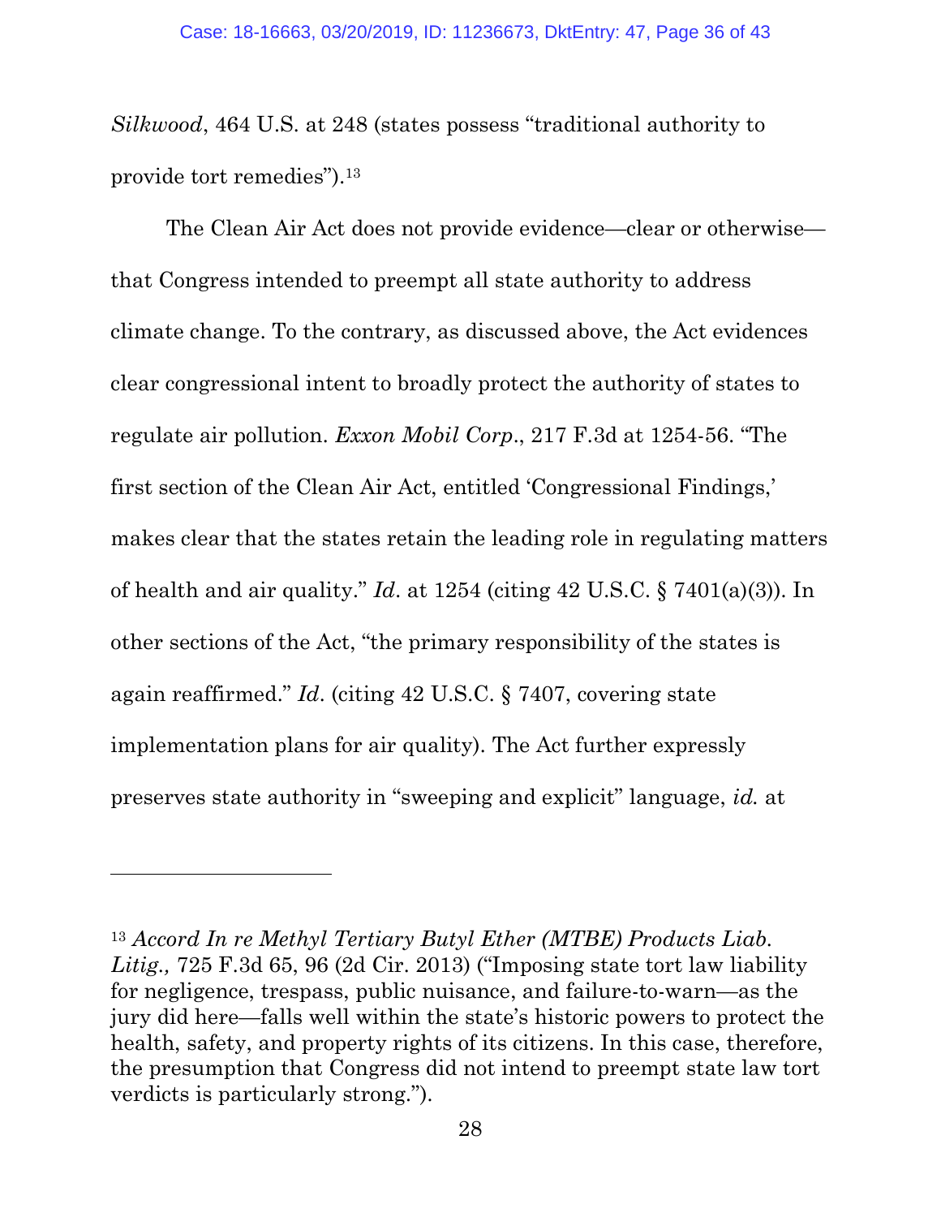*Silkwood*, 464 U.S. at 248 (states possess "traditional authority to provide tort remedies").[13]

The Clean Air Act does not provide evidence—clear or otherwise—that Congress intended to preempt all state authority to address climate change. To the contrary, as discussed above, the Act evidences clear congressional intent to broadly protect the authority of states to regulate air pollution. *Exxon Mobil Corp*., 217 F.3d at 1254-56. "The first section of the Clean Air Act, entitled 'Congressional Findings,' makes clear that the states retain the leading role in regulating matters of health and air quality." *Id*. at 1254 (citing 42 U.S.C. § 7401(a)(3)). In other sections of the Act, "the primary responsibility of the states is again reaffirmed." *Id*. (citing 42 U.S.C. § 7407, covering state implementation plans for air quality). The Act further expressly preserves state authority in "sweeping and explicit" language, *id.* at

---

[13] *Accord In re Methyl Tertiary Butyl Ether (MTBE) Products Liab. Litig.,* 725 F.3d 65, 96 (2d Cir. 2013) ("Imposing state tort law liability for negligence, trespass, public nuisance, and failure-to-warn—as the jury did here—falls well within the state's historic powers to protect the health, safety, and property rights of its citizens. In this case, therefore, the presumption that Congress did not intend to preempt state law tort verdicts is particularly strong.").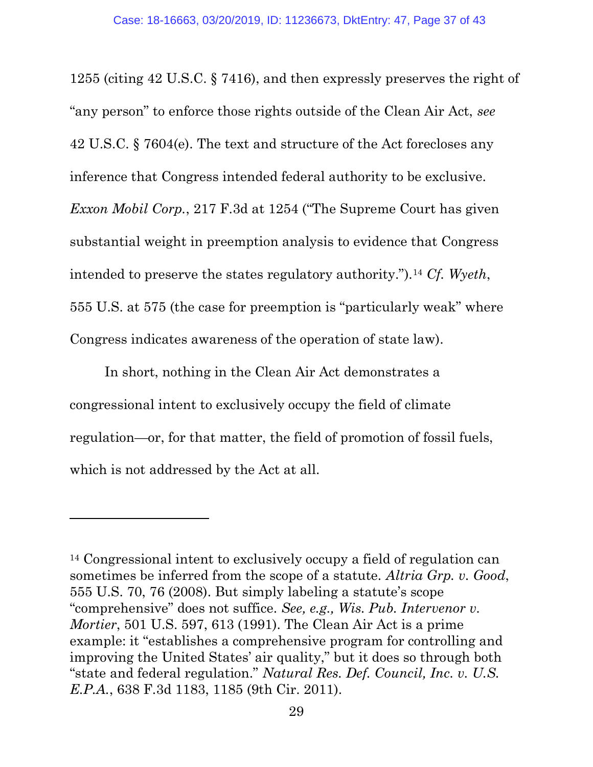1255 (citing 42 U.S.C. § 7416), and then expressly preserves the right of "any person" to enforce those rights outside of the Clean Air Act, *see* 42 U.S.C. § 7604(e). The text and structure of the Act forecloses any inference that Congress intended federal authority to be exclusive. *Exxon Mobil Corp.*, 217 F.3d at 1254 ("The Supreme Court has given substantial weight in preemption analysis to evidence that Congress intended to preserve the states regulatory authority.").[14] *Cf. Wyeth*, 555 U.S. at 575 (the case for preemption is "particularly weak" where Congress indicates awareness of the operation of state law).

In short, nothing in the Clean Air Act demonstrates a congressional intent to exclusively occupy the field of climate regulation—or, for that matter, the field of promotion of fossil fuels, which is not addressed by the Act at all.

---

[14] Congressional intent to exclusively occupy a field of regulation can sometimes be inferred from the scope of a statute. *Altria Grp. v. Good*, 555 U.S. 70, 76 (2008). But simply labeling a statute's scope "comprehensive" does not suffice. *See, e.g., Wis. Pub. Intervenor v. Mortier*, 501 U.S. 597, 613 (1991). The Clean Air Act is a prime example: it "establishes a comprehensive program for controlling and improving the United States' air quality," but it does so through both "state and federal regulation." *Natural Res. Def. Council, Inc. v. U.S. E.P.A.*, 638 F.3d 1183, 1185 (9th Cir. 2011).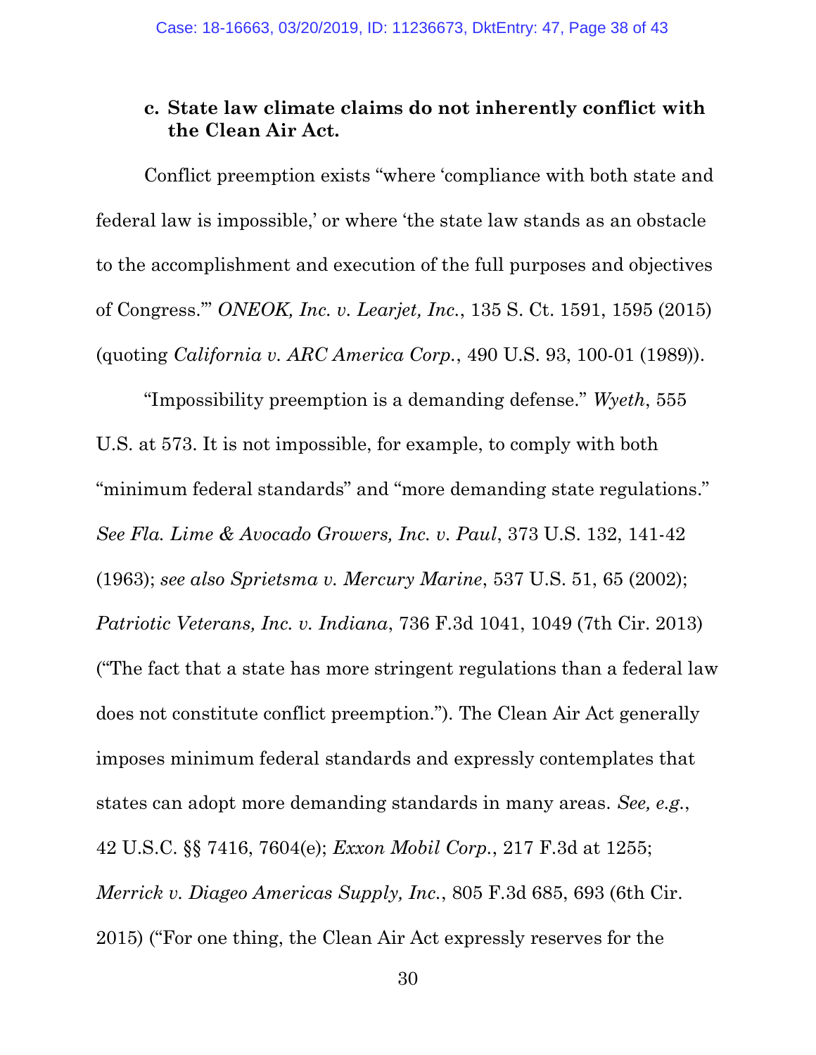### c. State law climate claims do not inherently conflict with the Clean Air Act.

Conflict preemption exists "where 'compliance with both state and federal law is impossible,' or where 'the state law stands as an obstacle to the accomplishment and execution of the full purposes and objectives of Congress.'" *ONEOK, Inc. v. Learjet, Inc.*, 135 S. Ct. 1591, 1595 (2015) (quoting *California v. ARC America Corp.*, 490 U.S. 93, 100-01 (1989)).

"Impossibility preemption is a demanding defense." *Wyeth*, 555 U.S. at 573. It is not impossible, for example, to comply with both "minimum federal standards" and "more demanding state regulations." *See Fla. Lime & Avocado Growers, Inc. v. Paul*, 373 U.S. 132, 141-42 (1963); *see also Sprietsma v. Mercury Marine*, 537 U.S. 51, 65 (2002); *Patriotic Veterans, Inc. v. Indiana*, 736 F.3d 1041, 1049 (7th Cir. 2013) ("The fact that a state has more stringent regulations than a federal law does not constitute conflict preemption."). The Clean Air Act generally imposes minimum federal standards and expressly contemplates that states can adopt more demanding standards in many areas. *See, e.g.*, 42 U.S.C. §§ 7416, 7604(e); *Exxon Mobil Corp.*, 217 F.3d at 1255; *Merrick v. Diageo Americas Supply, Inc.*, 805 F.3d 685, 693 (6th Cir. 2015) ("For one thing, the Clean Air Act expressly reserves for the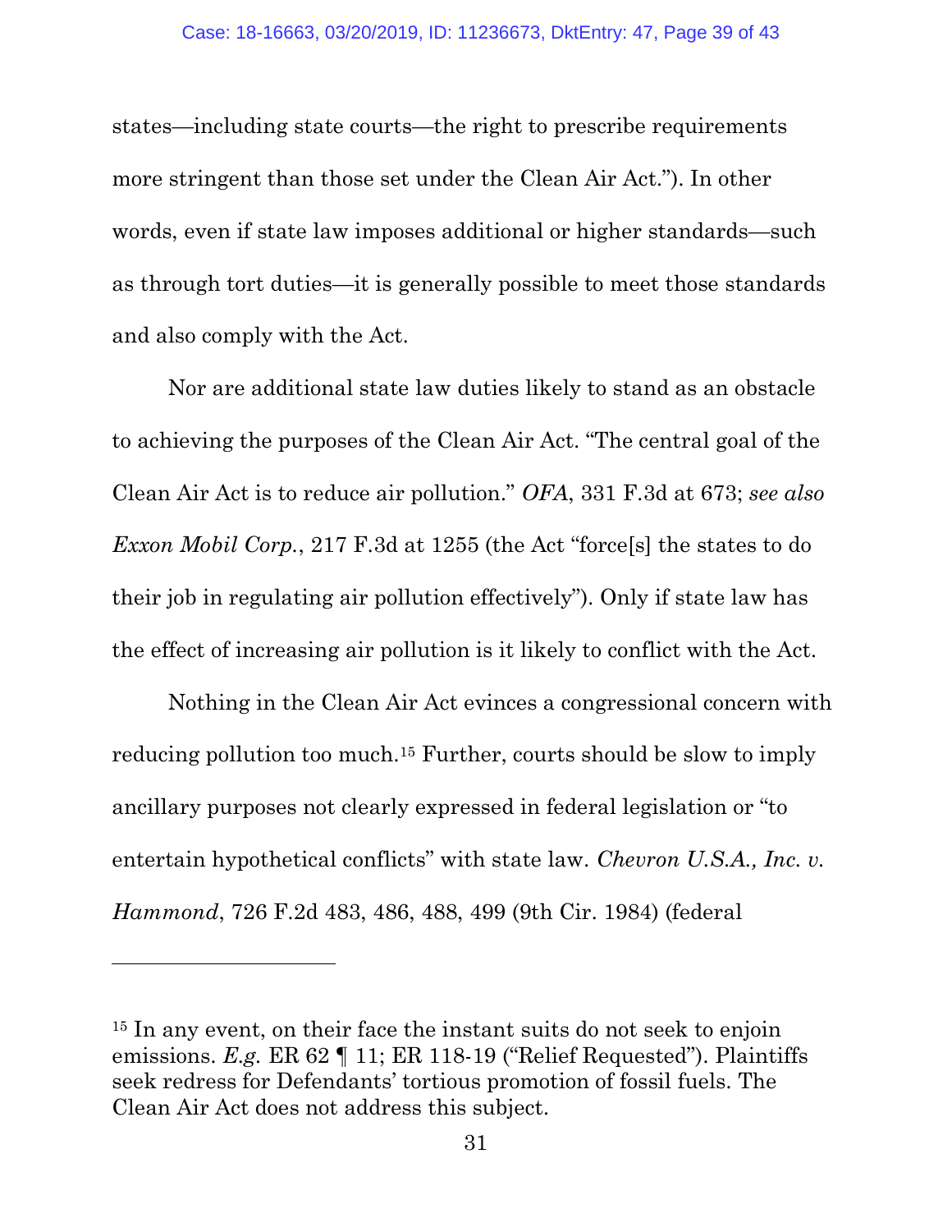states—including state courts—the right to prescribe requirements more stringent than those set under the Clean Air Act."). In other words, even if state law imposes additional or higher standards—such as through tort duties—it is generally possible to meet those standards and also comply with the Act.

Nor are additional state law duties likely to stand as an obstacle to achieving the purposes of the Clean Air Act. "The central goal of the Clean Air Act is to reduce air pollution." *OFA*, 331 F.3d at 673; *see also Exxon Mobil Corp.*, 217 F.3d at 1255 (the Act "force[s] the states to do their job in regulating air pollution effectively"). Only if state law has the effect of increasing air pollution is it likely to conflict with the Act.

Nothing in the Clean Air Act evinces a congressional concern with reducing pollution too much.[15] Further, courts should be slow to imply ancillary purposes not clearly expressed in federal legislation or "to entertain hypothetical conflicts" with state law. *Chevron U.S.A., Inc. v. Hammond*, 726 F.2d 483, 486, 488, 499 (9th Cir. 1984) (federal

---

[15] In any event, on their face the instant suits do not seek to enjoin emissions. *E.g.* ER 62 ¶ 11; ER 118-19 ("Relief Requested"). Plaintiffs seek redress for Defendants' tortious promotion of fossil fuels. The Clean Air Act does not address this subject.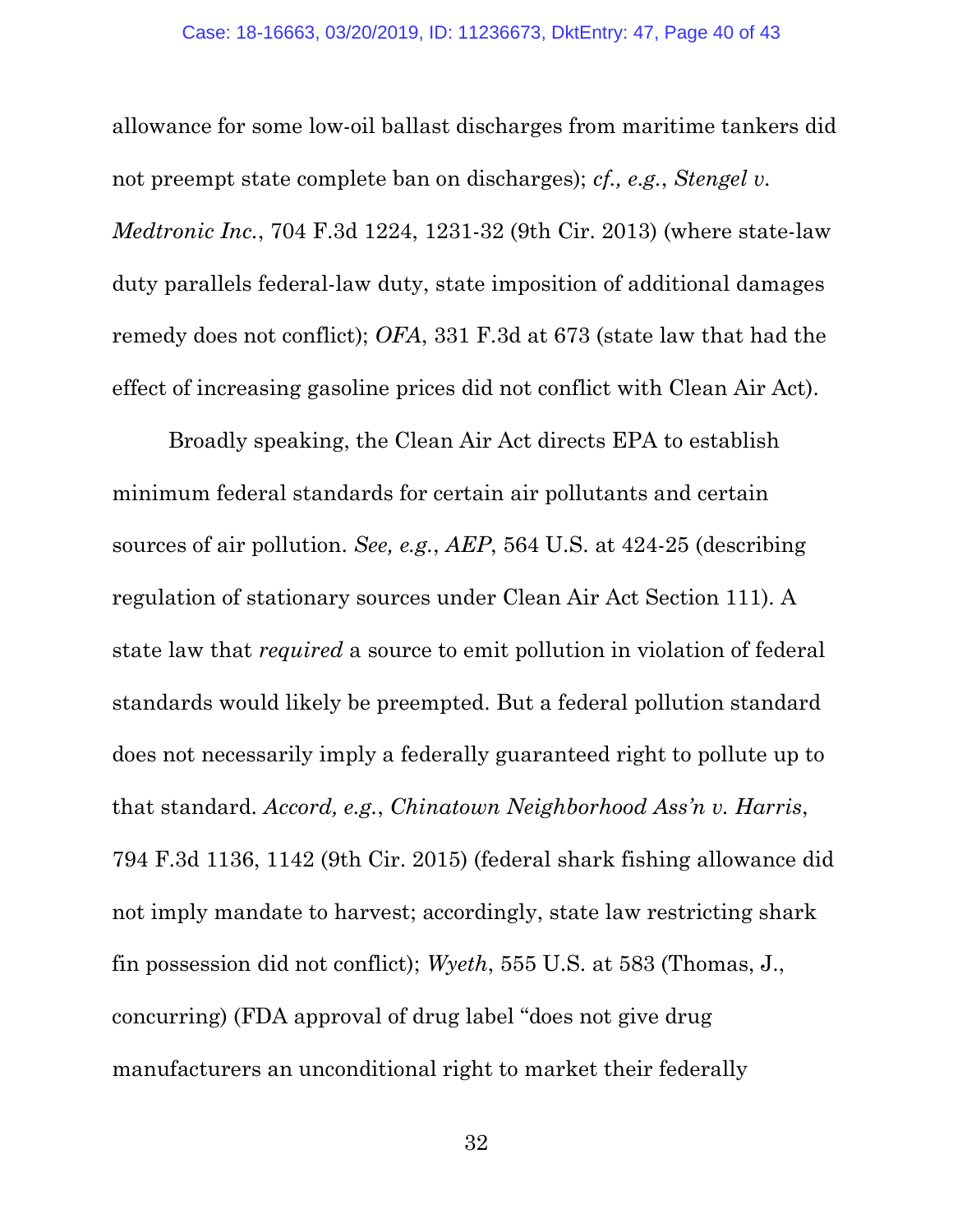allowance for some low-oil ballast discharges from maritime tankers did not preempt state complete ban on discharges); *cf., e.g.*, *Stengel v. Medtronic Inc.*, 704 F.3d 1224, 1231-32 (9th Cir. 2013) (where state-law duty parallels federal-law duty, state imposition of additional damages remedy does not conflict); *OFA*, 331 F.3d at 673 (state law that had the effect of increasing gasoline prices did not conflict with Clean Air Act).

Broadly speaking, the Clean Air Act directs EPA to establish minimum federal standards for certain air pollutants and certain sources of air pollution. *See, e.g.*, *AEP*, 564 U.S. at 424-25 (describing regulation of stationary sources under Clean Air Act Section 111). A state law that *required* a source to emit pollution in violation of federal standards would likely be preempted. But a federal pollution standard does not necessarily imply a federally guaranteed right to pollute up to that standard. *Accord, e.g.*, *Chinatown Neighborhood Ass'n v. Harris*, 794 F.3d 1136, 1142 (9th Cir. 2015) (federal shark fishing allowance did not imply mandate to harvest; accordingly, state law restricting shark fin possession did not conflict); *Wyeth*, 555 U.S. at 583 (Thomas, J., concurring) (FDA approval of drug label "does not give drug manufacturers an unconditional right to market their federally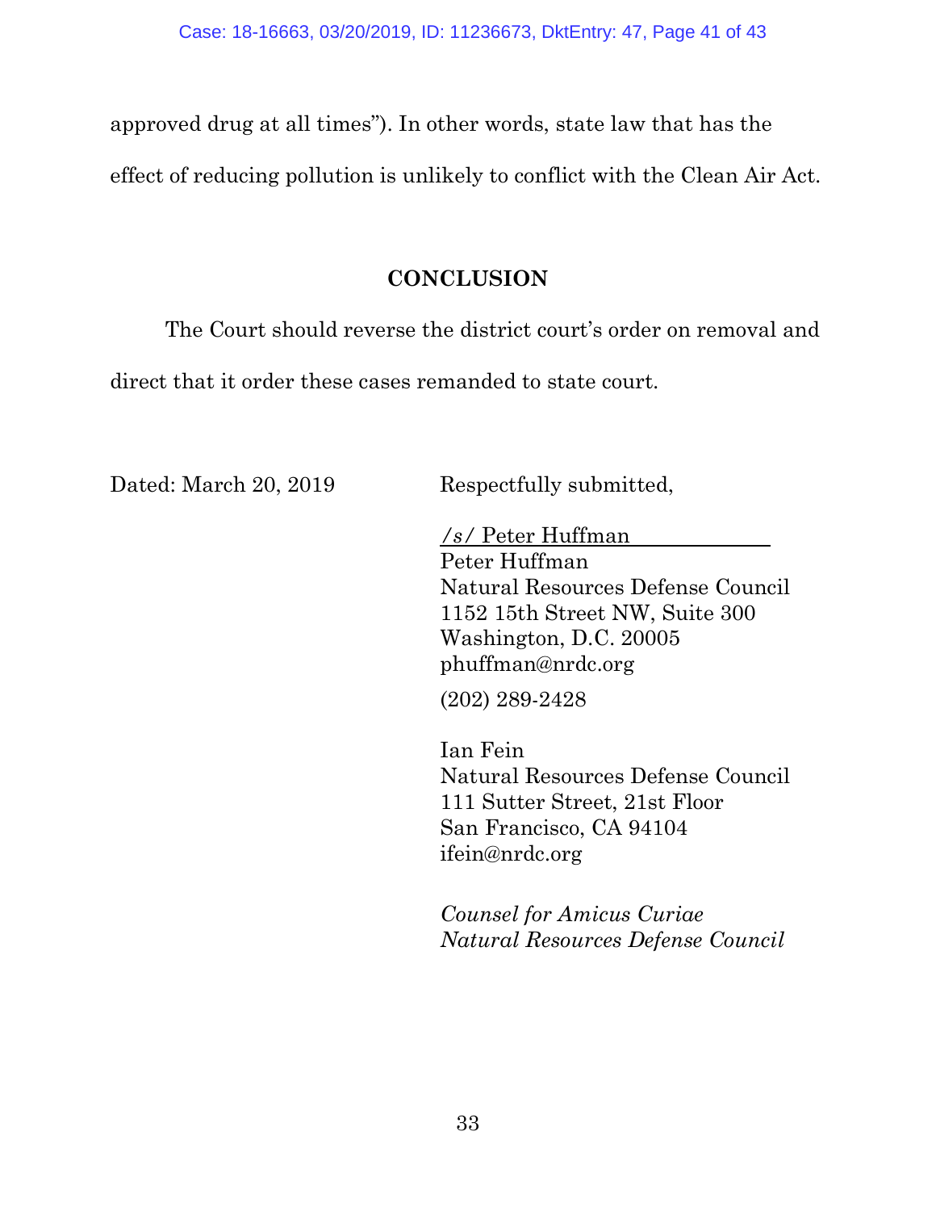approved drug at all times”). In other words, state law that has the effect of reducing pollution is unlikely to conflict with the Clean Air Act.

## CONCLUSION

The Court should reverse the district court’s order on removal and direct that it order these cases remanded to state court.

Dated: March 20, 2019

Respectfully submitted,

*/s/* Peter Huffman
Peter Huffman
Natural Resources Defense Council
1152 15th Street NW, Suite 300
Washington, D.C. 20005
phuffman@nrdc.org
(202) 289-2428

Ian Fein
Natural Resources Defense Council
111 Sutter Street, 21st Floor
San Francisco, CA 94104
ifein@nrdc.org

*Counsel for Amicus Curiae*
*Natural Resources Defense Council*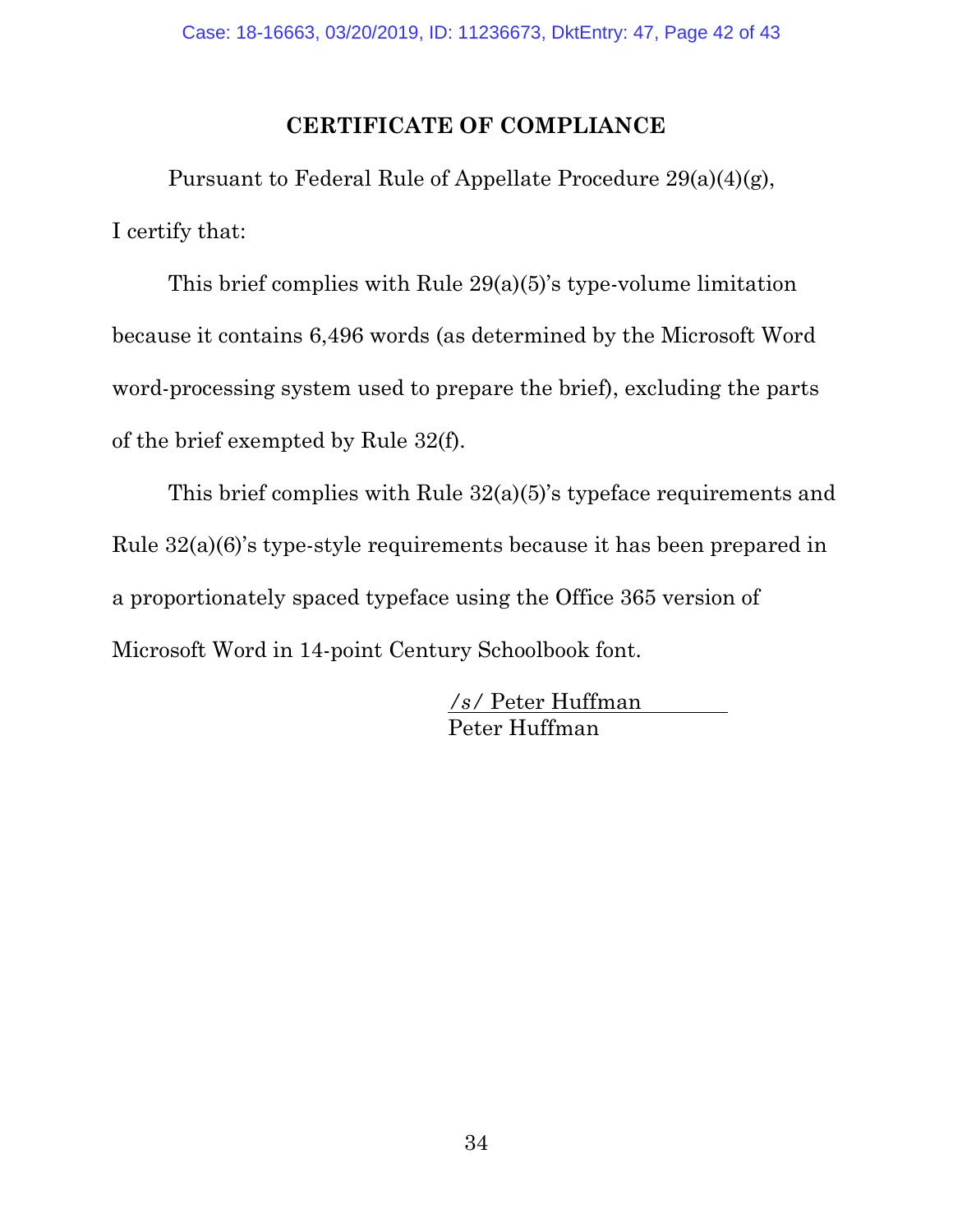## CERTIFICATE OF COMPLIANCE

Pursuant to Federal Rule of Appellate Procedure 29(a)(4)(g), I certify that:

This brief complies with Rule 29(a)(5)'s type-volume limitation because it contains 6,496 words (as determined by the Microsoft Word word-processing system used to prepare the brief), excluding the parts of the brief exempted by Rule 32(f).

This brief complies with Rule 32(a)(5)'s typeface requirements and Rule 32(a)(6)'s type-style requirements because it has been prepared in a proportionately spaced typeface using the Office 365 version of Microsoft Word in 14-point Century Schoolbook font.

*/s/* Peter Huffman  
Peter Huffman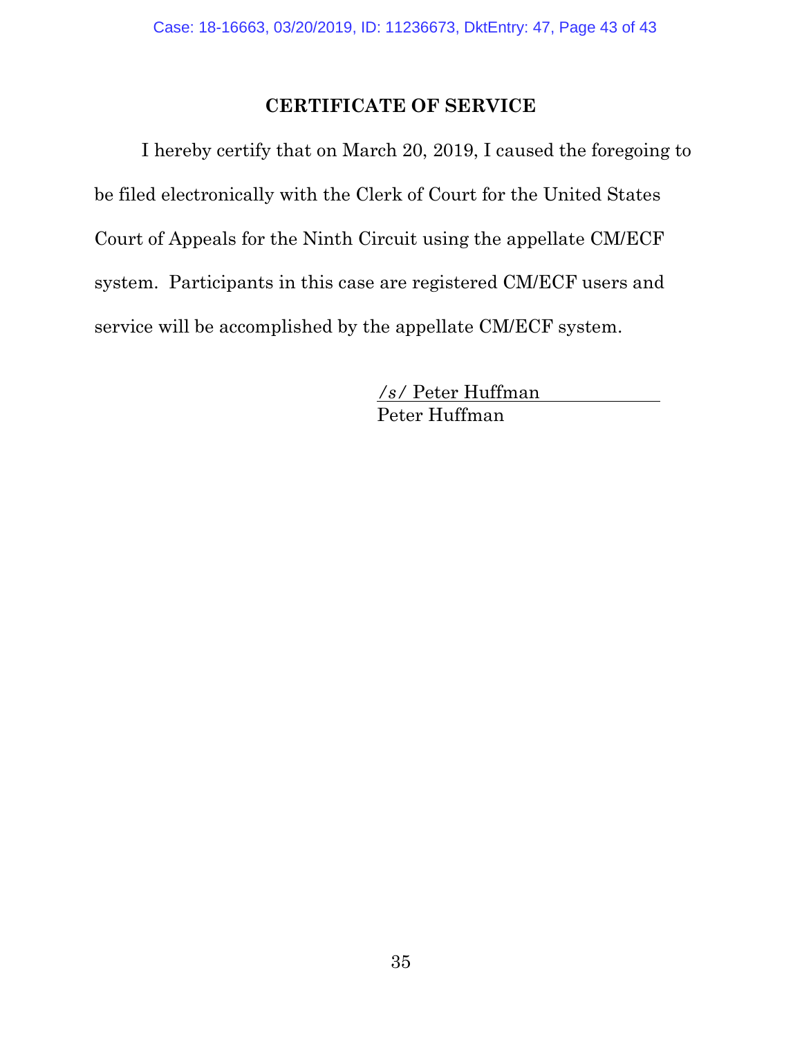## CERTIFICATE OF SERVICE

I hereby certify that on March 20, 2019, I caused the foregoing to be filed electronically with the Clerk of Court for the United States Court of Appeals for the Ninth Circuit using the appellate CM/ECF system. Participants in this case are registered CM/ECF users and service will be accomplished by the appellate CM/ECF system.

*/s/* Peter Huffman
Peter Huffman